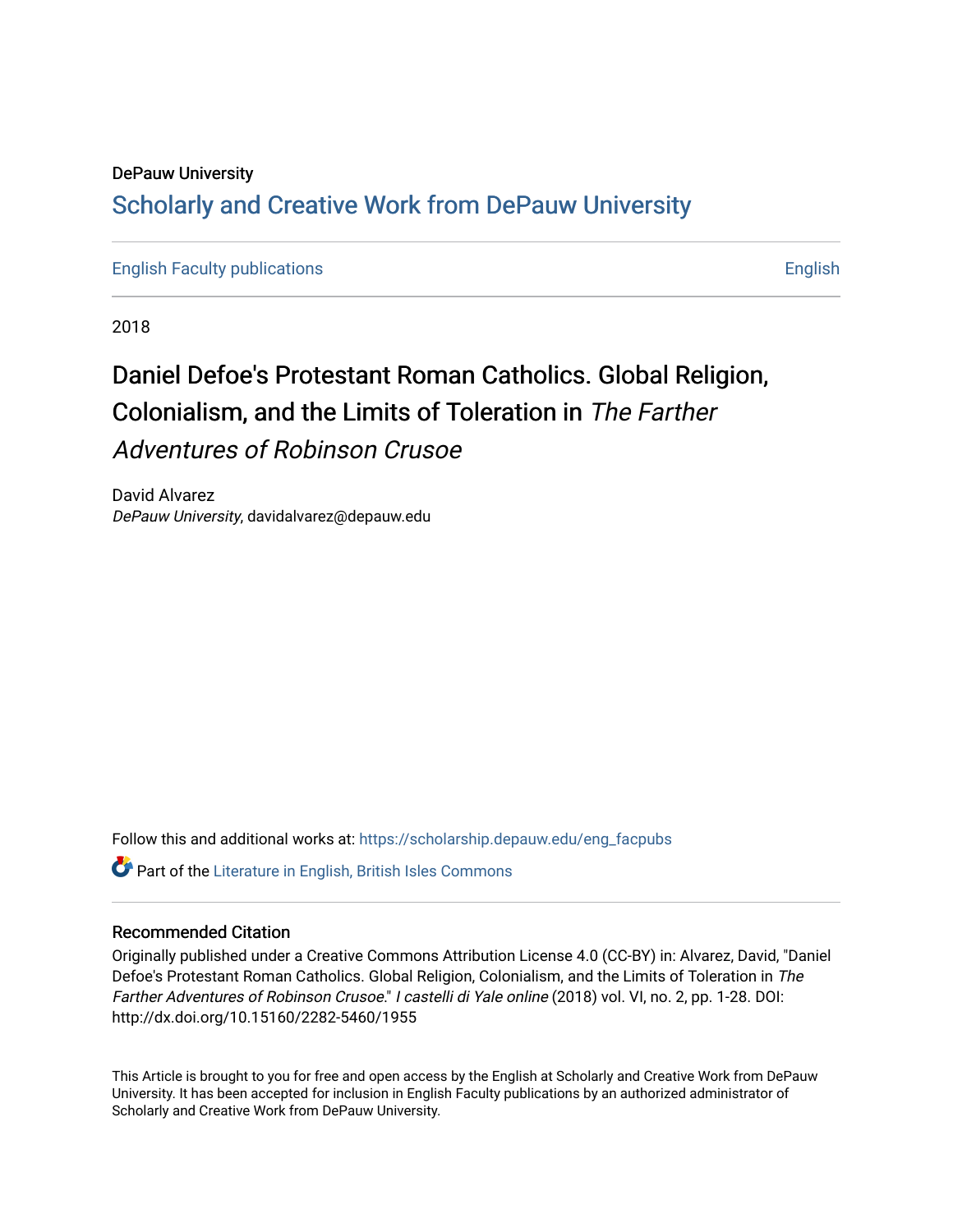DePauw University

## Scholarly and Creative Work from DePauw University

English Faculty publications | English

2018

# Daniel Defoe's Protestant Roman Catholics. Global Religion, Colonialism, and the Limits of Toleration in *The Farther Adventures of Robinson Crusoe*

David Alvarez
*DePauw University*, davidalvarez@depauw.edu

Follow this and additional works at: https://scholarship.depauw.edu/eng_facpubs

Part of the Literature in English, British Isles Commons

### Recommended Citation

Originally published under a Creative Commons Attribution License 4.0 (CC-BY) in: Alvarez, David, "Daniel Defoe's Protestant Roman Catholics. Global Religion, Colonialism, and the Limits of Toleration in *The Farther Adventures of Robinson Crusoe*." *I castelli di Yale online* (2018) vol. VI, no. 2, pp. 1-28. DOI: http://dx.doi.org/10.15160/2282-5460/1955

This Article is brought to you for free and open access by the English at Scholarly and Creative Work from DePauw University. It has been accepted for inclusion in English Faculty publications by an authorized administrator of Scholarly and Creative Work from DePauw University.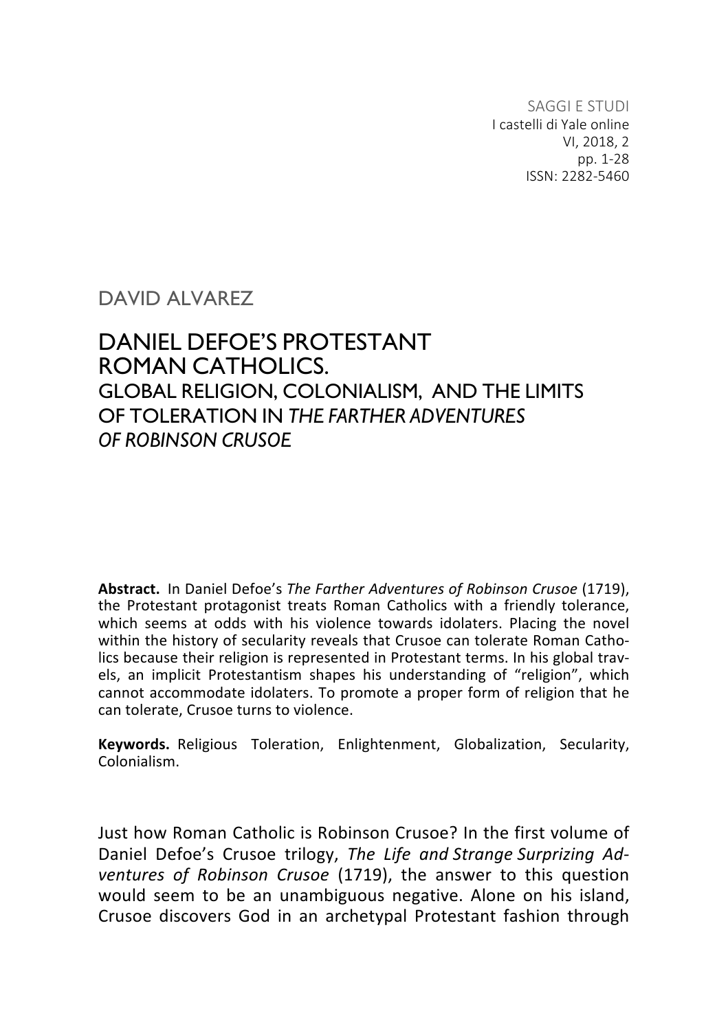# DAVID ALVAREZ

# DANIEL DEFOE'S PROTESTANT ROMAN CATHOLICS.

## GLOBAL RELIGION, COLONIALISM, AND THE LIMITS OF TOLERATION IN *THE FARTHER ADVENTURES OF ROBINSON CRUSOE*

**Abstract.** In Daniel Defoe's *The Farther Adventures of Robinson Crusoe* (1719), the Protestant protagonist treats Roman Catholics with a friendly tolerance, which seems at odds with his violence towards idolaters. Placing the novel within the history of secularity reveals that Crusoe can tolerate Roman Catholics because their religion is represented in Protestant terms. In his global travels, an implicit Protestantism shapes his understanding of "religion", which cannot accommodate idolaters. To promote a proper form of religion that he can tolerate, Crusoe turns to violence.

**Keywords.** Religious Toleration, Enlightenment, Globalization, Secularity, Colonialism.

Just how Roman Catholic is Robinson Crusoe? In the first volume of Daniel Defoe's Crusoe trilogy, *The Life and Strange Surprizing Adventures of Robinson Crusoe* (1719), the answer to this question would seem to be an unambiguous negative. Alone on his island, Crusoe discovers God in an archetypal Protestant fashion through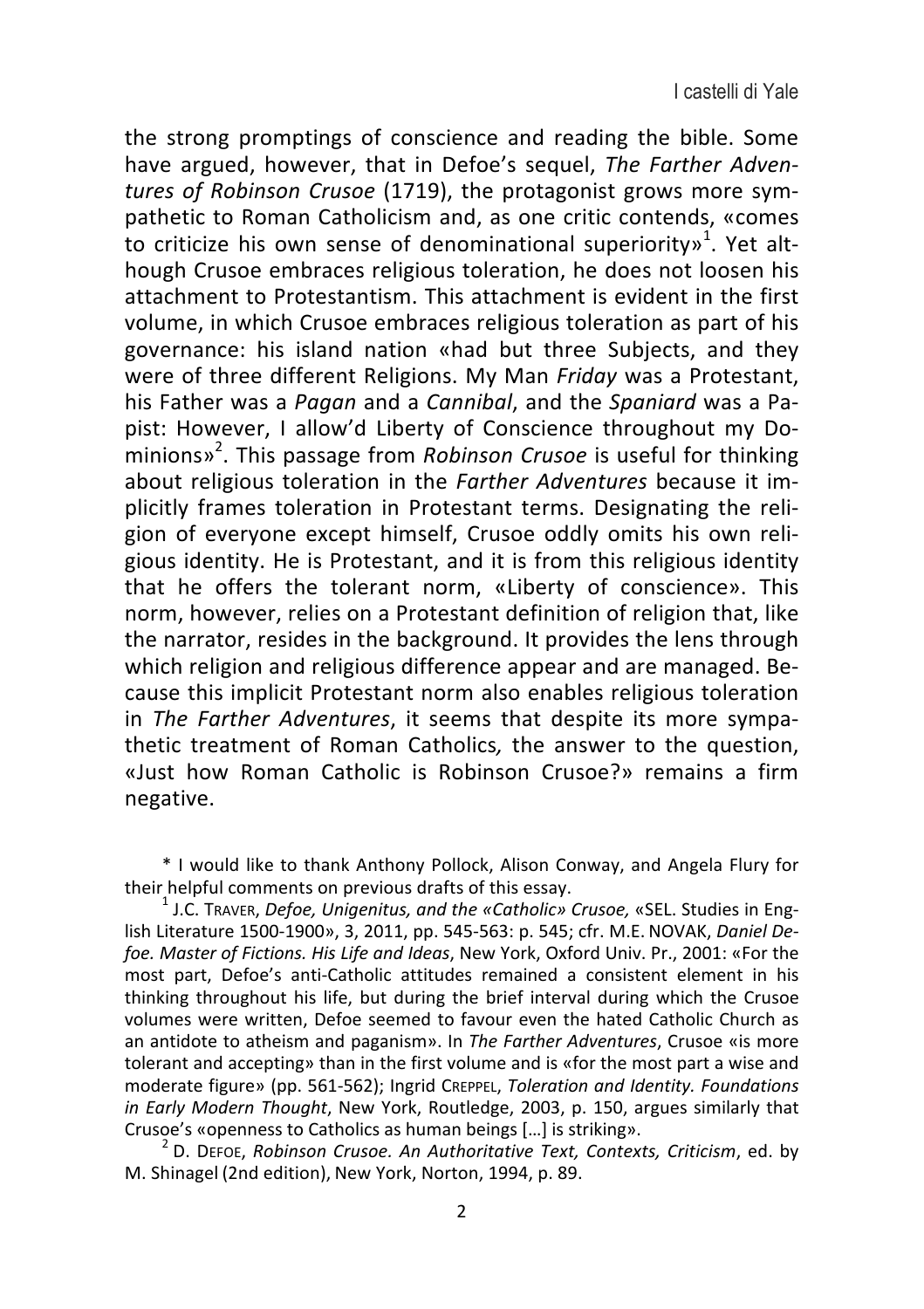the strong promptings of conscience and reading the bible. Some have argued, however, that in Defoe's sequel, *The Farther Adventures of Robinson Crusoe* (1719), the protagonist grows more sympathetic to Roman Catholicism and, as one critic contends, «comes to criticize his own sense of denominational superiority»[1]. Yet although Crusoe embraces religious toleration, he does not loosen his attachment to Protestantism. This attachment is evident in the first volume, in which Crusoe embraces religious toleration as part of his governance: his island nation «had but three Subjects, and they were of three different Religions. My Man *Friday* was a Protestant, his Father was a *Pagan* and a *Cannibal*, and the *Spaniard* was a Papist: However, I allow'd Liberty of Conscience throughout my Dominions»[2]. This passage from *Robinson Crusoe* is useful for thinking about religious toleration in the *Farther Adventures* because it implicitly frames toleration in Protestant terms. Designating the religion of everyone except himself, Crusoe oddly omits his own religious identity. He is Protestant, and it is from this religious identity that he offers the tolerant norm, «Liberty of conscience». This norm, however, relies on a Protestant definition of religion that, like the narrator, resides in the background. It provides the lens through which religion and religious difference appear and are managed. Because this implicit Protestant norm also enables religious toleration in *The Farther Adventures*, it seems that despite its more sympathetic treatment of Roman Catholics, the answer to the question, «Just how Roman Catholic is Robinson Crusoe?» remains a firm negative.

\* I would like to thank Anthony Pollock, Alison Conway, and Angela Flury for their helpful comments on previous drafts of this essay.

[1] J.C. TRAVER, *Defoe, Unigenitus, and the «Catholic» Crusoe,* «SEL. Studies in English Literature 1500-1900», 3, 2011, pp. 545-563: p. 545; cfr. M.E. NOVAK, *Daniel Defoe. Master of Fictions. His Life and Ideas*, New York, Oxford Univ. Pr., 2001: «For the most part, Defoe's anti-Catholic attitudes remained a consistent element in his thinking throughout his life, but during the brief interval during which the Crusoe volumes were written, Defoe seemed to favour even the hated Catholic Church as an antidote to atheism and paganism». In *The Farther Adventures*, Crusoe «is more tolerant and accepting» than in the first volume and is «for the most part a wise and moderate figure» (pp. 561-562); Ingrid CREPPEL, *Toleration and Identity. Foundations in Early Modern Thought*, New York, Routledge, 2003, p. 150, argues similarly that Crusoe's «openness to Catholics as human beings […] is striking».

[2] D. DEFOE, *Robinson Crusoe. An Authoritative Text, Contexts, Criticism*, ed. by M. Shinagel (2nd edition), New York, Norton, 1994, p. 89.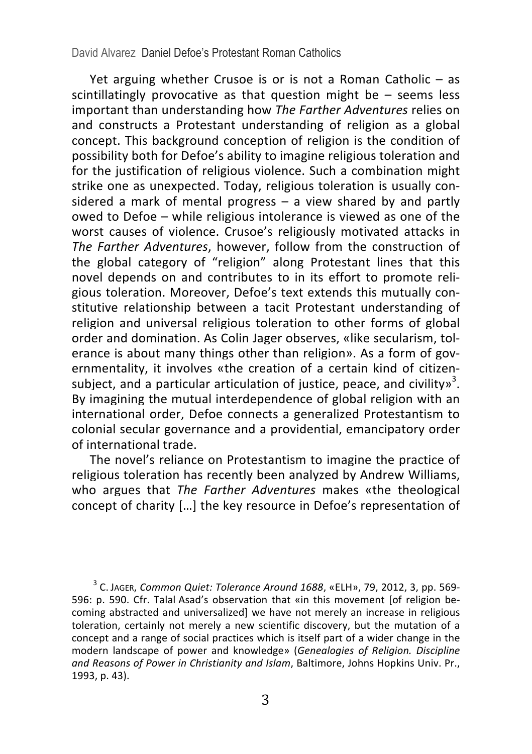Yet arguing whether Crusoe is or is not a Roman Catholic – as scintillatingly provocative as that question might be – seems less important than understanding how *The Farther Adventures* relies on and constructs a Protestant understanding of religion as a global concept. This background conception of religion is the condition of possibility both for Defoe's ability to imagine religious toleration and for the justification of religious violence. Such a combination might strike one as unexpected. Today, religious toleration is usually considered a mark of mental progress – a view shared by and partly owed to Defoe – while religious intolerance is viewed as one of the worst causes of violence. Crusoe's religiously motivated attacks in *The Farther Adventures*, however, follow from the construction of the global category of "religion" along Protestant lines that this novel depends on and contributes to in its effort to promote religious toleration. Moreover, Defoe's text extends this mutually constitutive relationship between a tacit Protestant understanding of religion and universal religious toleration to other forms of global order and domination. As Colin Jager observes, «like secularism, tolerance is about many things other than religion». As a form of governmentality, it involves «the creation of a certain kind of citizen-subject, and a particular articulation of justice, peace, and civility»[3]. By imagining the mutual interdependence of global religion with an international order, Defoe connects a generalized Protestantism to colonial secular governance and a providential, emancipatory order of international trade.

The novel's reliance on Protestantism to imagine the practice of religious toleration has recently been analyzed by Andrew Williams, who argues that *The Farther Adventures* makes «the theological concept of charity […] the key resource in Defoe's representation of

---

[3] C. Jager, *Common Quiet: Tolerance Around 1688*, «ELH», 79, 2012, 3, pp. 569-596: p. 590. Cfr. Talal Asad's observation that «in this movement [of religion becoming abstracted and universalized] we have not merely an increase in religious toleration, certainly not merely a new scientific discovery, but the mutation of a concept and a range of social practices which is itself part of a wider change in the modern landscape of power and knowledge» (*Genealogies of Religion. Discipline and Reasons of Power in Christianity and Islam*, Baltimore, Johns Hopkins Univ. Pr., 1993, p. 43).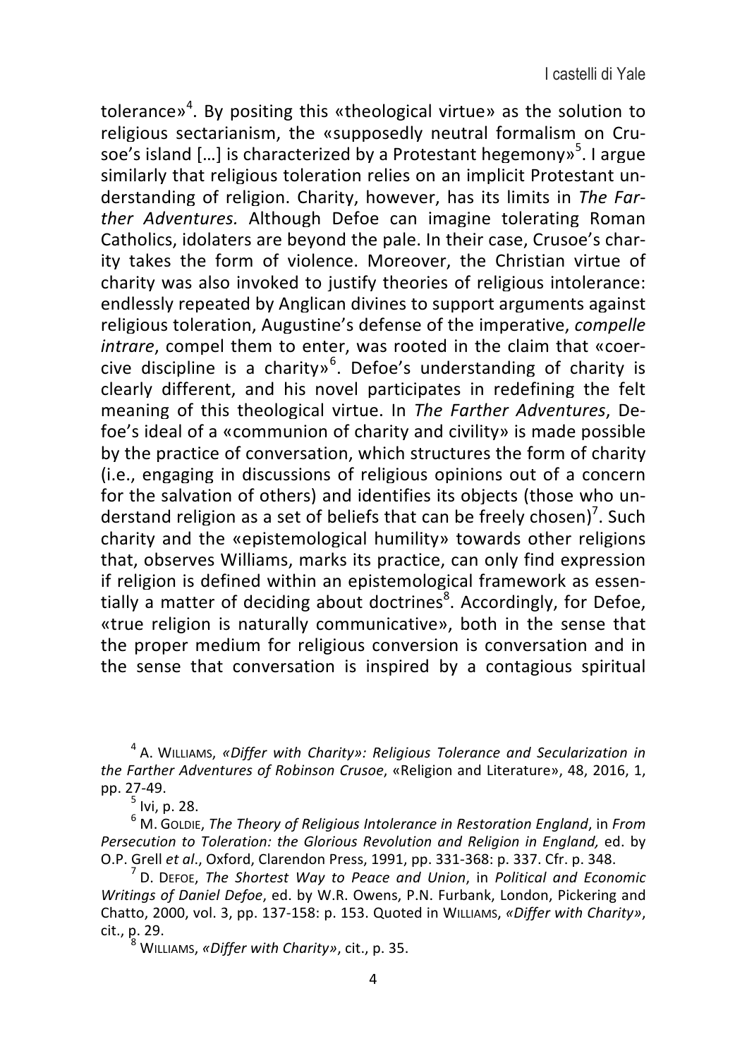tolerance»[4]. By positing this «theological virtue» as the solution to religious sectarianism, the «supposedly neutral formalism on Crusoe's island […] is characterized by a Protestant hegemony»[5]. I argue similarly that religious toleration relies on an implicit Protestant understanding of religion. Charity, however, has its limits in *The Farther Adventures.* Although Defoe can imagine tolerating Roman Catholics, idolaters are beyond the pale. In their case, Crusoe's charity takes the form of violence. Moreover, the Christian virtue of charity was also invoked to justify theories of religious intolerance: endlessly repeated by Anglican divines to support arguments against religious toleration, Augustine's defense of the imperative, *compelle intrare*, compel them to enter, was rooted in the claim that «coercive discipline is a charity»[6]. Defoe's understanding of charity is clearly different, and his novel participates in redefining the felt meaning of this theological virtue. In *The Farther Adventures*, Defoe's ideal of a «communion of charity and civility» is made possible by the practice of conversation, which structures the form of charity (i.e., engaging in discussions of religious opinions out of a concern for the salvation of others) and identifies its objects (those who understand religion as a set of beliefs that can be freely chosen)[7]. Such charity and the «epistemological humility» towards other religions that, observes Williams, marks its practice, can only find expression if religion is defined within an epistemological framework as essentially a matter of deciding about doctrines[8]. Accordingly, for Defoe, «true religion is naturally communicative», both in the sense that the proper medium for religious conversion is conversation and in the sense that conversation is inspired by a contagious spiritual

---

[4] A. Williams, *«Differ with Charity»: Religious Tolerance and Secularization in the Farther Adventures of Robinson Crusoe*, «Religion and Literature», 48, 2016, 1, pp. 27-49.

[5] Ivi, p. 28.

[6] M. Goldie, *The Theory of Religious Intolerance in Restoration England*, in *From Persecution to Toleration: the Glorious Revolution and Religion in England,* ed. by O.P. Grell *et al*., Oxford, Clarendon Press, 1991, pp. 331-368: p. 337. Cfr. p. 348.

[7] D. Defoe, *The Shortest Way to Peace and Union*, in *Political and Economic Writings of Daniel Defoe*, ed. by W.R. Owens, P.N. Furbank, London, Pickering and Chatto, 2000, vol. 3, pp. 137-158: p. 153. Quoted in Williams, *«Differ with Charity»*, cit., p. 29.

[8] Williams, *«Differ with Charity»*, cit., p. 35.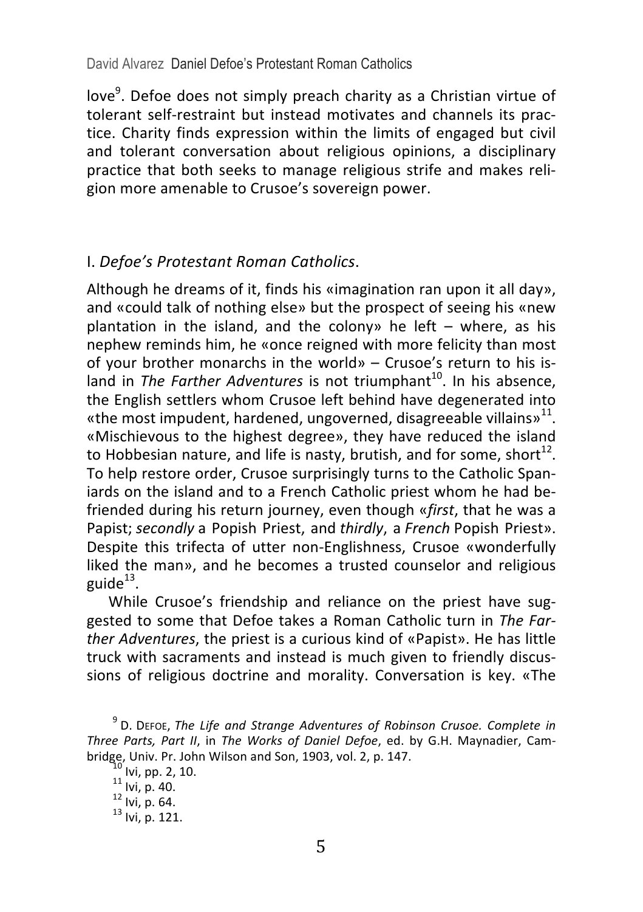love[9]. Defoe does not simply preach charity as a Christian virtue of tolerant self-restraint but instead motivates and channels its practice. Charity finds expression within the limits of engaged but civil and tolerant conversation about religious opinions, a disciplinary practice that both seeks to manage religious strife and makes religion more amenable to Crusoe's sovereign power.

## I. *Defoe's Protestant Roman Catholics*.

Although he dreams of it, finds his «imagination ran upon it all day», and «could talk of nothing else» but the prospect of seeing his «new plantation in the island, and the colony» he left – where, as his nephew reminds him, he «once reigned with more felicity than most of your brother monarchs in the world» – Crusoe's return to his island in *The Farther Adventures* is not triumphant[10]. In his absence, the English settlers whom Crusoe left behind have degenerated into «the most impudent, hardened, ungoverned, disagreeable villains»[11]. «Mischievous to the highest degree», they have reduced the island to Hobbesian nature, and life is nasty, brutish, and for some, short[12]. To help restore order, Crusoe surprisingly turns to the Catholic Spaniards on the island and to a French Catholic priest whom he had befriended during his return journey, even though «*first*, that he was a Papist; *secondly* a Popish Priest, and *thirdly*, a *French* Popish Priest». Despite this trifecta of utter non-Englishness, Crusoe «wonderfully liked the man», and he becomes a trusted counselor and religious guide[13].

While Crusoe's friendship and reliance on the priest have suggested to some that Defoe takes a Roman Catholic turn in *The Farther Adventures*, the priest is a curious kind of «Papist». He has little truck with sacraments and instead is much given to friendly discussions of religious doctrine and morality. Conversation is key. «The

[9] D. Defoe, *The Life and Strange Adventures of Robinson Crusoe. Complete in Three Parts, Part II*, in *The Works of Daniel Defoe*, ed. by G.H. Maynadier, Cambridge, Univ. Pr. John Wilson and Son, 1903, vol. 2, p. 147.

[10] Ivi, pp. 2, 10.

[11] Ivi, p. 40.

[12] Ivi, p. 64.

[13] Ivi, p. 121.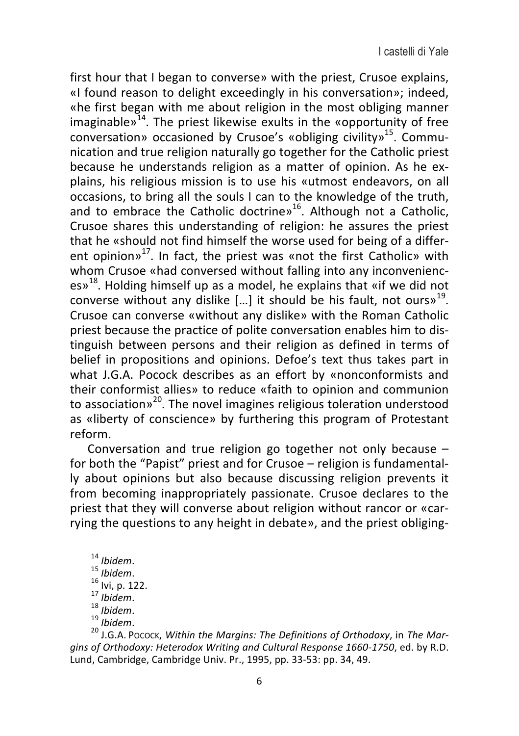first hour that I began to converse» with the priest, Crusoe explains, «I found reason to delight exceedingly in his conversation»; indeed, «he first began with me about religion in the most obliging manner imaginable»[14]. The priest likewise exults in the «opportunity of free conversation» occasioned by Crusoe's «obliging civility»[15]. Communication and true religion naturally go together for the Catholic priest because he understands religion as a matter of opinion. As he explains, his religious mission is to use his «utmost endeavors, on all occasions, to bring all the souls I can to the knowledge of the truth, and to embrace the Catholic doctrine»[16]. Although not a Catholic, Crusoe shares this understanding of religion: he assures the priest that he «should not find himself the worse used for being of a different opinion»[17]. In fact, the priest was «not the first Catholic» with whom Crusoe «had conversed without falling into any inconveniences»[18]. Holding himself up as a model, he explains that «if we did not converse without any dislike […] it should be his fault, not ours»[19]. Crusoe can converse «without any dislike» with the Roman Catholic priest because the practice of polite conversation enables him to distinguish between persons and their religion as defined in terms of belief in propositions and opinions. Defoe's text thus takes part in what J.G.A. Pocock describes as an effort by «nonconformists and their conformist allies» to reduce «faith to opinion and communion to association»[20]. The novel imagines religious toleration understood as «liberty of conscience» by furthering this program of Protestant reform.

Conversation and true religion go together not only because – for both the "Papist" priest and for Crusoe – religion is fundamentally about opinions but also because discussing religion prevents it from becoming inappropriately passionate. Crusoe declares to the priest that they will converse about religion without rancor or «carrying the questions to any height in debate», and the priest obliging-

[14] *Ibidem*.
[15] *Ibidem*.
[16] Ivi, p. 122.
[17] *Ibidem*.
[18] *Ibidem*.
[19] *Ibidem*.
[20] J.G.A. Pocock, *Within the Margins: The Definitions of Orthodoxy*, in *The Margins of Orthodoxy: Heterodox Writing and Cultural Response 1660-1750*, ed. by R.D. Lund, Cambridge, Cambridge Univ. Pr., 1995, pp. 33-53: pp. 34, 49.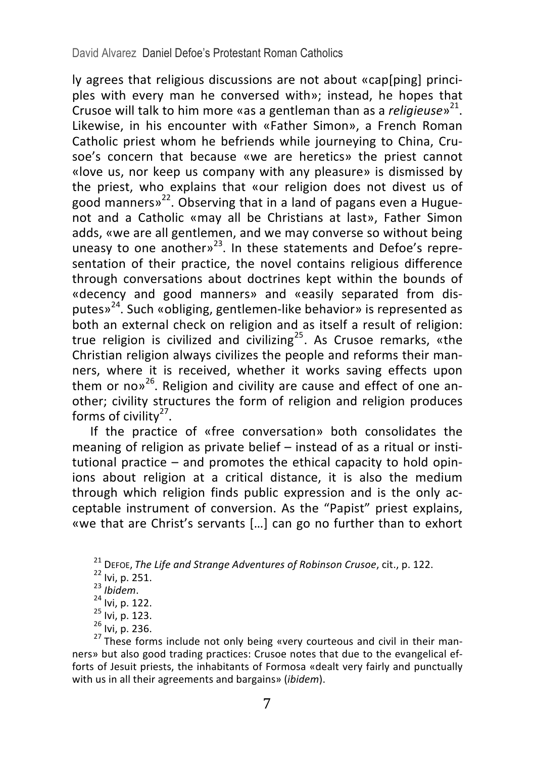ly agrees that religious discussions are not about «cap[ping] principles with every man he conversed with»; instead, he hopes that Crusoe will talk to him more «as a gentleman than as a *religieuse*»[21]. Likewise, in his encounter with «Father Simon», a French Roman Catholic priest whom he befriends while journeying to China, Crusoe's concern that because «we are heretics» the priest cannot «love us, nor keep us company with any pleasure» is dismissed by the priest, who explains that «our religion does not divest us of good manners»[22]. Observing that in a land of pagans even a Huguenot and a Catholic «may all be Christians at last», Father Simon adds, «we are all gentlemen, and we may converse so without being uneasy to one another»[23]. In these statements and Defoe's representation of their practice, the novel contains religious difference through conversations about doctrines kept within the bounds of «decency and good manners» and «easily separated from disputes»[24]. Such «obliging, gentlemen-like behavior» is represented as both an external check on religion and as itself a result of religion: true religion is civilized and civilizing[25]. As Crusoe remarks, «the Christian religion always civilizes the people and reforms their manners, where it is received, whether it works saving effects upon them or no»[26]. Religion and civility are cause and effect of one another; civility structures the form of religion and religion produces forms of civility[27].

If the practice of «free conversation» both consolidates the meaning of religion as private belief – instead of as a ritual or institutional practice – and promotes the ethical capacity to hold opinions about religion at a critical distance, it is also the medium through which religion finds public expression and is the only acceptable instrument of conversion. As the "Papist" priest explains, «we that are Christ's servants […] can go no further than to exhort

[21] Defoe, *The Life and Strange Adventures of Robinson Crusoe*, cit., p. 122.

[22] Ivi, p. 251.

[23] *Ibidem*.

[24] Ivi, p. 122.

[25] Ivi, p. 123.

[26] Ivi, p. 236.

[27] These forms include not only being «very courteous and civil in their manners» but also good trading practices: Crusoe notes that due to the evangelical efforts of Jesuit priests, the inhabitants of Formosa «dealt very fairly and punctually with us in all their agreements and bargains» (*ibidem*).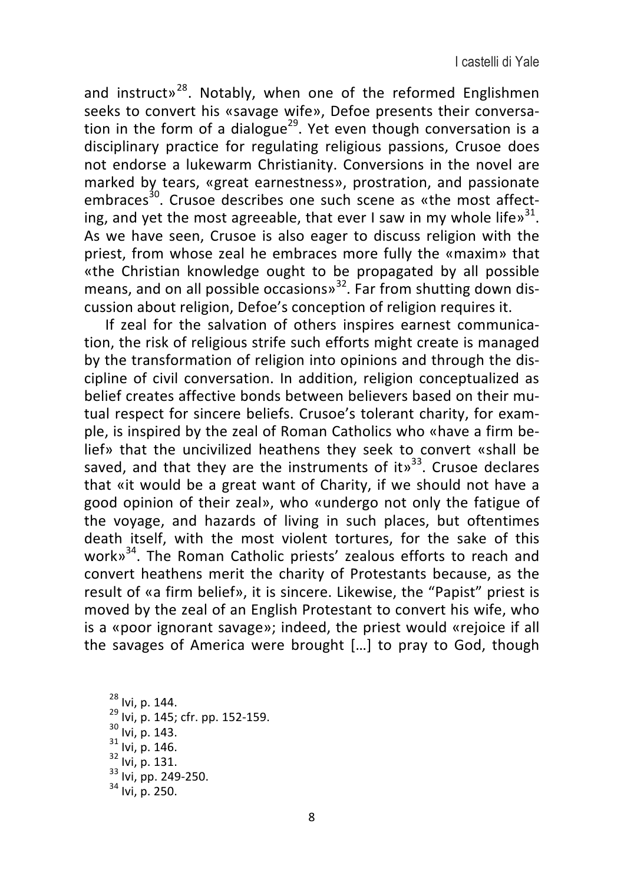and instruct»[28]. Notably, when one of the reformed Englishmen seeks to convert his «savage wife», Defoe presents their conversation in the form of a dialogue[29]. Yet even though conversation is a disciplinary practice for regulating religious passions, Crusoe does not endorse a lukewarm Christianity. Conversions in the novel are marked by tears, «great earnestness», prostration, and passionate embraces[30]. Crusoe describes one such scene as «the most affecting, and yet the most agreeable, that ever I saw in my whole life»[31]. As we have seen, Crusoe is also eager to discuss religion with the priest, from whose zeal he embraces more fully the «maxim» that «the Christian knowledge ought to be propagated by all possible means, and on all possible occasions»[32]. Far from shutting down discussion about religion, Defoe's conception of religion requires it.

If zeal for the salvation of others inspires earnest communication, the risk of religious strife such efforts might create is managed by the transformation of religion into opinions and through the discipline of civil conversation. In addition, religion conceptualized as belief creates affective bonds between believers based on their mutual respect for sincere beliefs. Crusoe's tolerant charity, for example, is inspired by the zeal of Roman Catholics who «have a firm belief» that the uncivilized heathens they seek to convert «shall be saved, and that they are the instruments of it»[33]. Crusoe declares that «it would be a great want of Charity, if we should not have a good opinion of their zeal», who «undergo not only the fatigue of the voyage, and hazards of living in such places, but oftentimes death itself, with the most violent tortures, for the sake of this work»[34]. The Roman Catholic priests' zealous efforts to reach and convert heathens merit the charity of Protestants because, as the result of «a firm belief», it is sincere. Likewise, the "Papist" priest is moved by the zeal of an English Protestant to convert his wife, who is a «poor ignorant savage»; indeed, the priest would «rejoice if all the savages of America were brought […] to pray to God, though

[28] Ivi, p. 144.
[29] Ivi, p. 145; cfr. pp. 152-159.
[30] Ivi, p. 143.
[31] Ivi, p. 146.
[32] Ivi, p. 131.
[33] Ivi, pp. 249-250.
[34] Ivi, p. 250.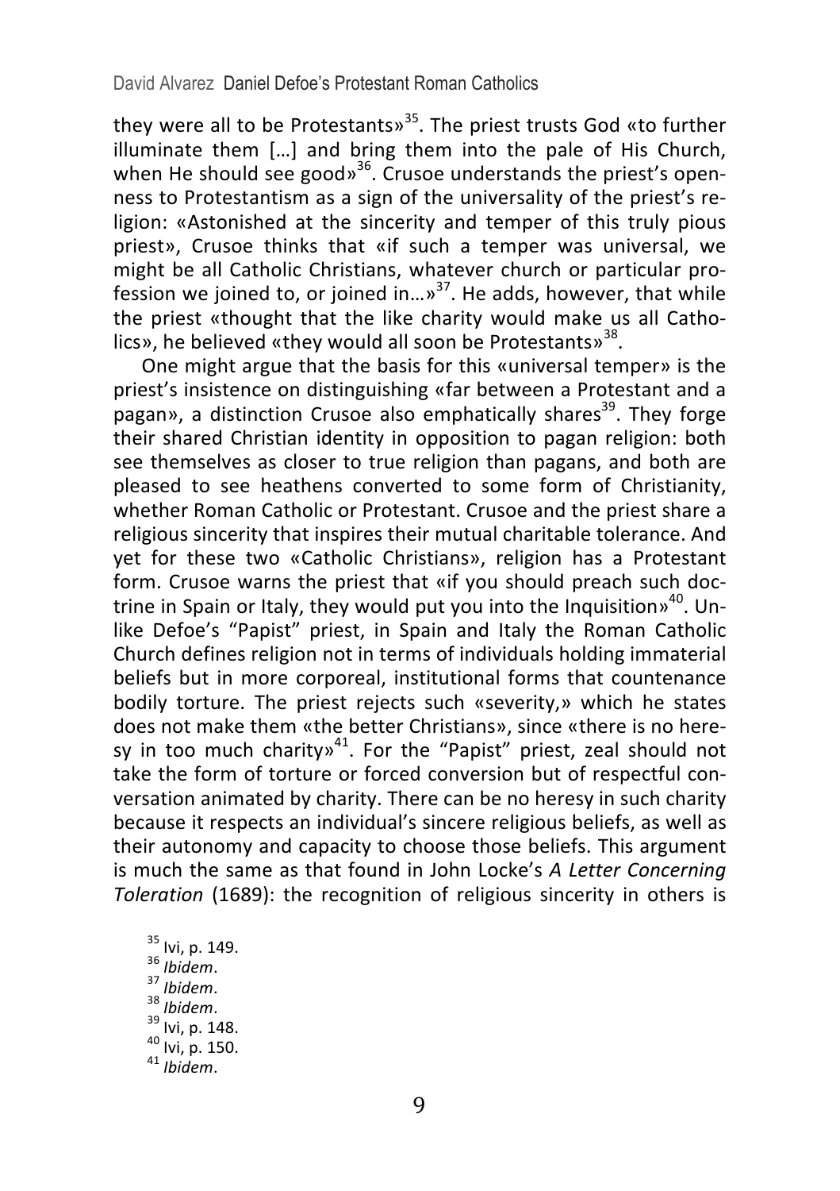they were all to be Protestants»[35]. The priest trusts God «to further illuminate them […] and bring them into the pale of His Church, when He should see good»[36]. Crusoe understands the priest's openness to Protestantism as a sign of the universality of the priest's religion: «Astonished at the sincerity and temper of this truly pious priest», Crusoe thinks that «if such a temper was universal, we might be all Catholic Christians, whatever church or particular profession we joined to, or joined in…»[37]. He adds, however, that while the priest «thought that the like charity would make us all Catholics», he believed «they would all soon be Protestants»[38].

One might argue that the basis for this «universal temper» is the priest's insistence on distinguishing «far between a Protestant and a pagan», a distinction Crusoe also emphatically shares[39]. They forge their shared Christian identity in opposition to pagan religion: both see themselves as closer to true religion than pagans, and both are pleased to see heathens converted to some form of Christianity, whether Roman Catholic or Protestant. Crusoe and the priest share a religious sincerity that inspires their mutual charitable tolerance. And yet for these two «Catholic Christians», religion has a Protestant form. Crusoe warns the priest that «if you should preach such doctrine in Spain or Italy, they would put you into the Inquisition»[40]. Unlike Defoe's "Papist" priest, in Spain and Italy the Roman Catholic Church defines religion not in terms of individuals holding immaterial beliefs but in more corporeal, institutional forms that countenance bodily torture. The priest rejects such «severity,» which he states does not make them «the better Christians», since «there is no heresy in too much charity»[41]. For the "Papist" priest, zeal should not take the form of torture or forced conversion but of respectful conversation animated by charity. There can be no heresy in such charity because it respects an individual's sincere religious beliefs, as well as their autonomy and capacity to choose those beliefs. This argument is much the same as that found in John Locke's *A Letter Concerning Toleration* (1689): the recognition of religious sincerity in others is

[35] Ivi, p. 149.
[36] *Ibidem*.
[37] *Ibidem*.
[38] *Ibidem*.
[39] Ivi, p. 148.
[40] Ivi, p. 150.
[41] *Ibidem*.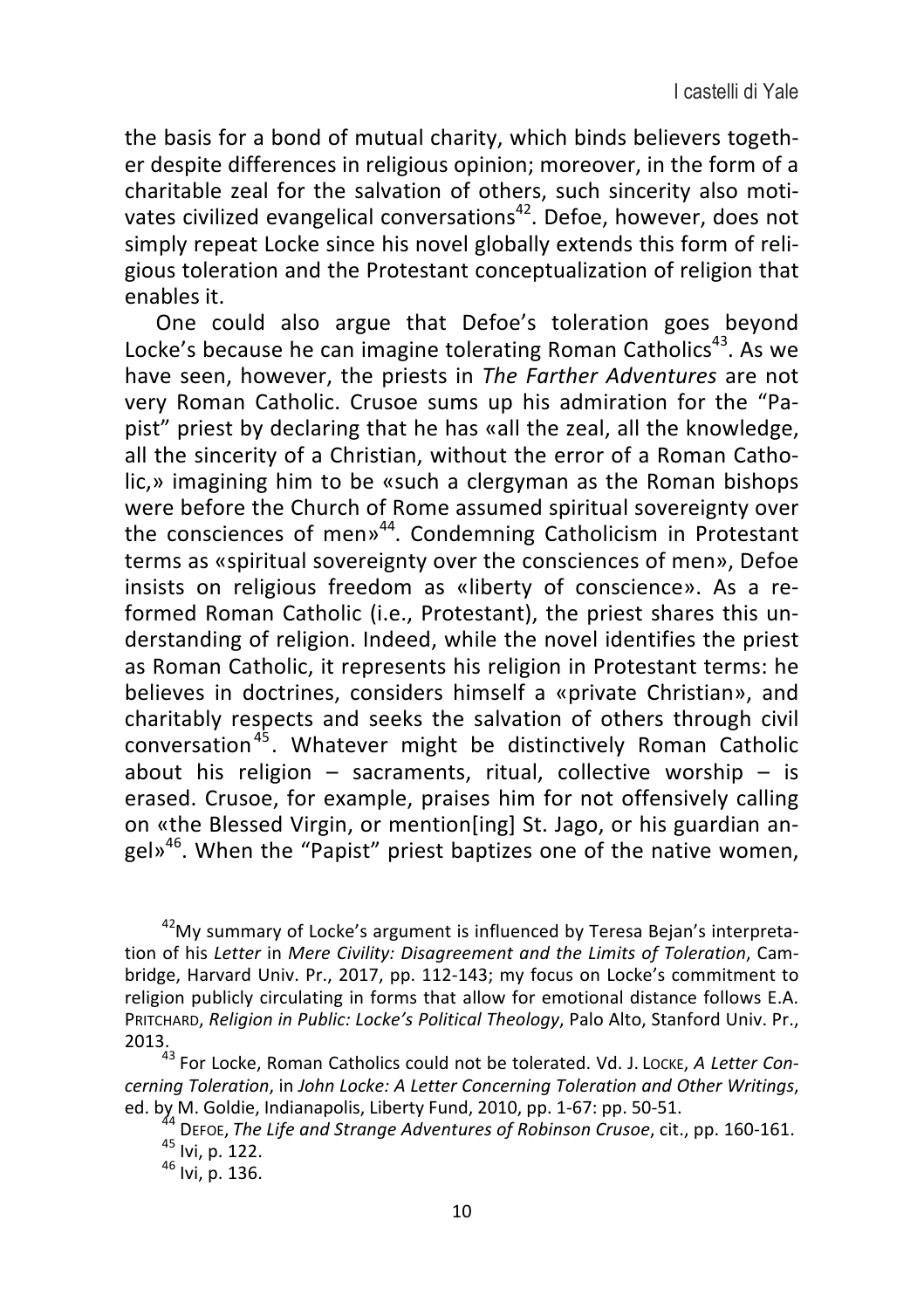the basis for a bond of mutual charity, which binds believers together despite differences in religious opinion; moreover, in the form of a charitable zeal for the salvation of others, such sincerity also motivates civilized evangelical conversations[42]. Defoe, however, does not simply repeat Locke since his novel globally extends this form of religious toleration and the Protestant conceptualization of religion that enables it.

One could also argue that Defoe's toleration goes beyond Locke's because he can imagine tolerating Roman Catholics[43]. As we have seen, however, the priests in *The Farther Adventures* are not very Roman Catholic. Crusoe sums up his admiration for the "Papist" priest by declaring that he has «all the zeal, all the knowledge, all the sincerity of a Christian, without the error of a Roman Catholic,» imagining him to be «such a clergyman as the Roman bishops were before the Church of Rome assumed spiritual sovereignty over the consciences of men»[44]. Condemning Catholicism in Protestant terms as «spiritual sovereignty over the consciences of men», Defoe insists on religious freedom as «liberty of conscience». As a reformed Roman Catholic (i.e., Protestant), the priest shares this understanding of religion. Indeed, while the novel identifies the priest as Roman Catholic, it represents his religion in Protestant terms: he believes in doctrines, considers himself a «private Christian», and charitably respects and seeks the salvation of others through civil conversation[45]. Whatever might be distinctively Roman Catholic about his religion – sacraments, ritual, collective worship – is erased. Crusoe, for example, praises him for not offensively calling on «the Blessed Virgin, or mention[ing] St. Jago, or his guardian angel»[46]. When the "Papist" priest baptizes one of the native women,

[42] My summary of Locke's argument is influenced by Teresa Bejan's interpretation of his *Letter* in *Mere Civility: Disagreement and the Limits of Toleration*, Cambridge, Harvard Univ. Pr., 2017, pp. 112-143; my focus on Locke's commitment to religion publicly circulating in forms that allow for emotional distance follows E.A. Pritchard, *Religion in Public: Locke's Political Theology*, Palo Alto, Stanford Univ. Pr., 2013.

[43] For Locke, Roman Catholics could not be tolerated. Vd. J. Locke, *A Letter Concerning Toleration*, in *John Locke: A Letter Concerning Toleration and Other Writings*, ed. by M. Goldie, Indianapolis, Liberty Fund, 2010, pp. 1-67: pp. 50-51.

[44] Defoe, *The Life and Strange Adventures of Robinson Crusoe*, cit., pp. 160-161.

[45] Ivi, p. 122.

[46] Ivi, p. 136.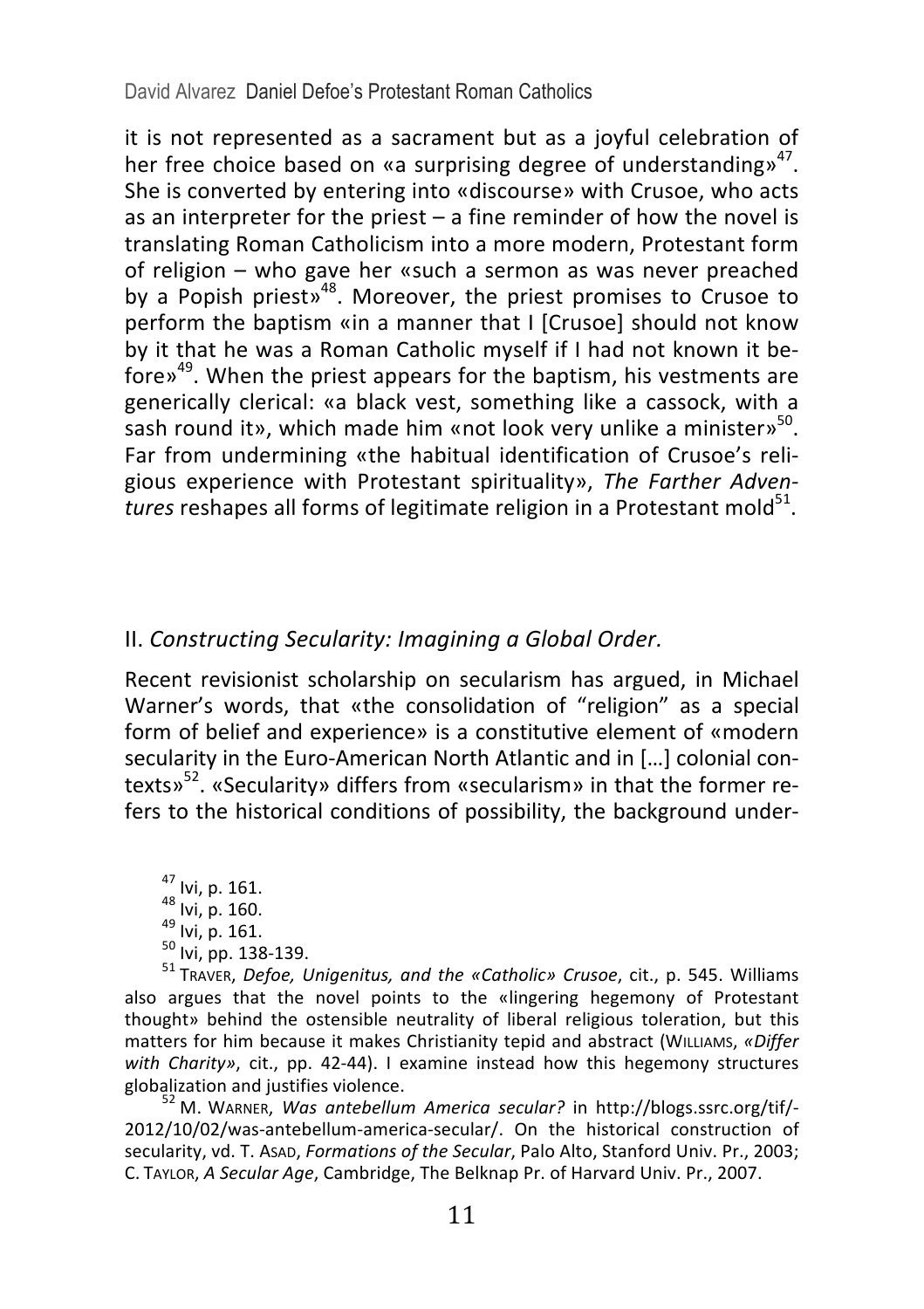it is not represented as a sacrament but as a joyful celebration of her free choice based on «a surprising degree of understanding»[47]. She is converted by entering into «discourse» with Crusoe, who acts as an interpreter for the priest – a fine reminder of how the novel is translating Roman Catholicism into a more modern, Protestant form of religion – who gave her «such a sermon as was never preached by a Popish priest»[48]. Moreover, the priest promises to Crusoe to perform the baptism «in a manner that I [Crusoe] should not know by it that he was a Roman Catholic myself if I had not known it before»[49]. When the priest appears for the baptism, his vestments are generically clerical: «a black vest, something like a cassock, with a sash round it», which made him «not look very unlike a minister»[50]. Far from undermining «the habitual identification of Crusoe's religious experience with Protestant spirituality», *The Farther Adventures* reshapes all forms of legitimate religion in a Protestant mold[51].

## II. *Constructing Secularity: Imagining a Global Order.*

Recent revisionist scholarship on secularism has argued, in Michael Warner's words, that «the consolidation of "religion" as a special form of belief and experience» is a constitutive element of «modern secularity in the Euro-American North Atlantic and in […] colonial contexts»[52]. «Secularity» differs from «secularism» in that the former refers to the historical conditions of possibility, the background under-

---

[47] Ivi, p. 161.

[48] Ivi, p. 160.

[49] Ivi, p. 161.

[50] Ivi, pp. 138-139.

[51] TRAVER, *Defoe, Unigenitus, and the «Catholic» Crusoe*, cit., p. 545. Williams also argues that the novel points to the «lingering hegemony of Protestant thought» behind the ostensible neutrality of liberal religious toleration, but this matters for him because it makes Christianity tepid and abstract (WILLIAMS, *«Differ with Charity»*, cit., pp. 42-44). I examine instead how this hegemony structures globalization and justifies violence.

[52] M. WARNER, *Was antebellum America secular?* in http://blogs.ssrc.org/tif/-2012/10/02/was-antebellum-america-secular/. On the historical construction of secularity, vd. T. ASAD, *Formations of the Secular*, Palo Alto, Stanford Univ. Pr., 2003; C. TAYLOR, *A Secular Age*, Cambridge, The Belknap Pr. of Harvard Univ. Pr., 2007.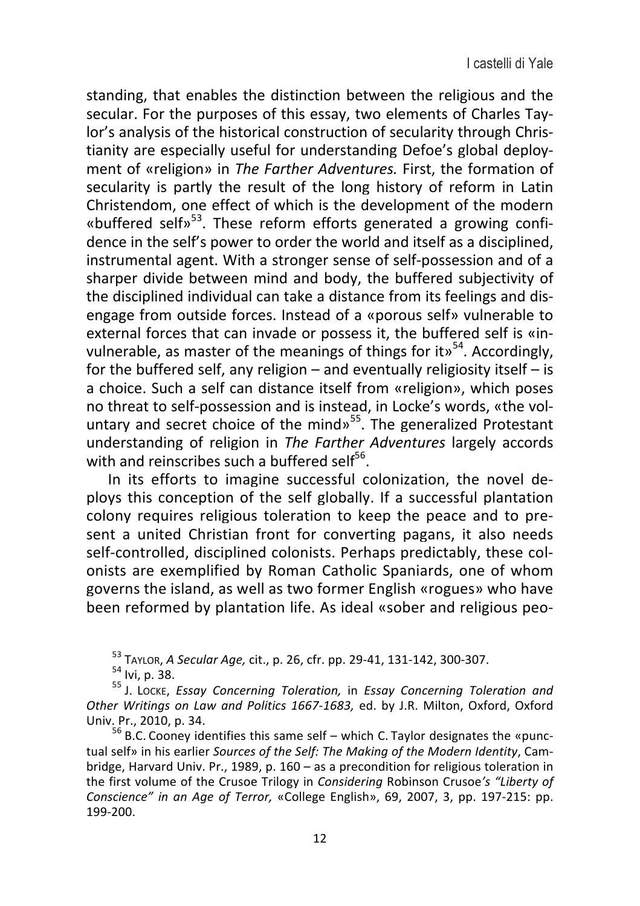standing, that enables the distinction between the religious and the secular. For the purposes of this essay, two elements of Charles Taylor's analysis of the historical construction of secularity through Christianity are especially useful for understanding Defoe's global deployment of «religion» in *The Farther Adventures.* First, the formation of secularity is partly the result of the long history of reform in Latin Christendom, one effect of which is the development of the modern «buffered self»[53]. These reform efforts generated a growing confidence in the self's power to order the world and itself as a disciplined, instrumental agent. With a stronger sense of self-possession and of a sharper divide between mind and body, the buffered subjectivity of the disciplined individual can take a distance from its feelings and disengage from outside forces. Instead of a «porous self» vulnerable to external forces that can invade or possess it, the buffered self is «invulnerable, as master of the meanings of things for it»[54]. Accordingly, for the buffered self, any religion – and eventually religiosity itself – is a choice. Such a self can distance itself from «religion», which poses no threat to self-possession and is instead, in Locke's words, «the voluntary and secret choice of the mind»[55]. The generalized Protestant understanding of religion in *The Farther Adventures* largely accords with and reinscribes such a buffered self[56].

In its efforts to imagine successful colonization, the novel deploys this conception of the self globally. If a successful plantation colony requires religious toleration to keep the peace and to present a united Christian front for converting pagans, it also needs self-controlled, disciplined colonists. Perhaps predictably, these colonists are exemplified by Roman Catholic Spaniards, one of whom governs the island, as well as two former English «rogues» who have been reformed by plantation life. As ideal «sober and religious peo-

---

[53] TAYLOR, *A Secular Age,* cit., p. 26, cfr. pp. 29-41, 131-142, 300-307.

[54] Ivi, p. 38.

[55] J. LOCKE, *Essay Concerning Toleration,* in *Essay Concerning Toleration and Other Writings on Law and Politics 1667-1683,* ed. by J.R. Milton, Oxford, Oxford Univ. Pr., 2010, p. 34.

[56] B.C. Cooney identifies this same self – which C. Taylor designates the «punctual self» in his earlier *Sources of the Self: The Making of the Modern Identity*, Cambridge, Harvard Univ. Pr., 1989, p. 160 – as a precondition for religious toleration in the first volume of the Crusoe Trilogy in *Considering* Robinson Crusoe*'s "Liberty of Conscience" in an Age of Terror,* «College English», 69, 2007, 3, pp. 197-215: pp. 199-200.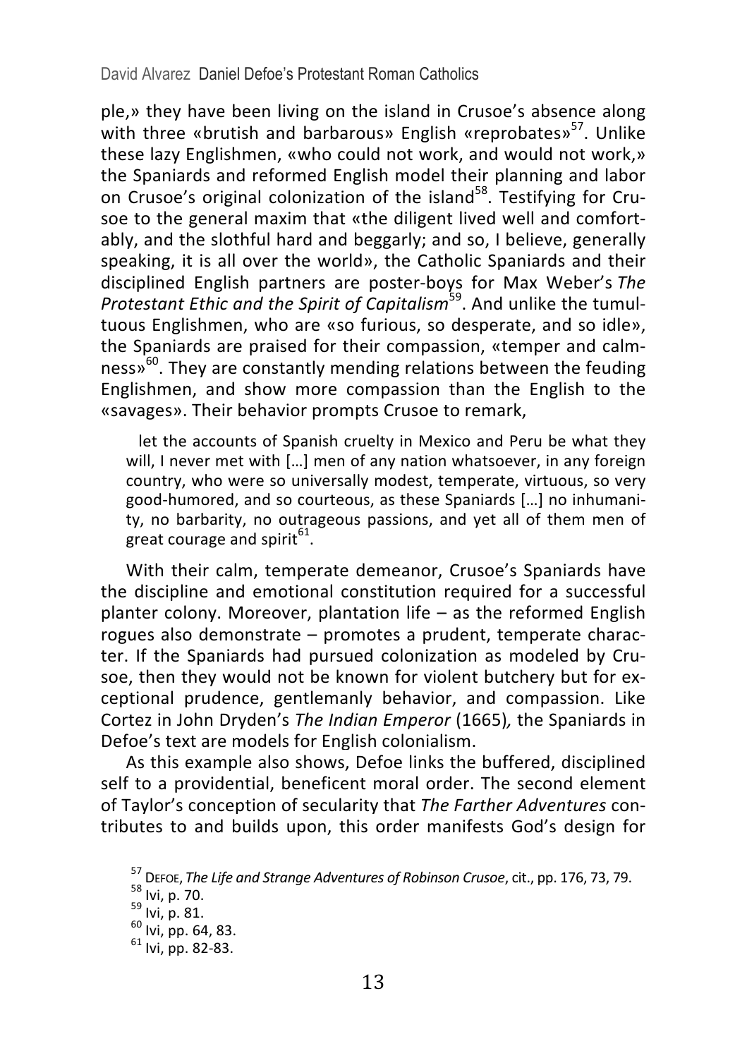ple,» they have been living on the island in Crusoe's absence along with three «brutish and barbarous» English «reprobates»[57]. Unlike these lazy Englishmen, «who could not work, and would not work,» the Spaniards and reformed English model their planning and labor on Crusoe's original colonization of the island[58]. Testifying for Crusoe to the general maxim that «the diligent lived well and comfortably, and the slothful hard and beggarly; and so, I believe, generally speaking, it is all over the world», the Catholic Spaniards and their disciplined English partners are poster-boys for Max Weber's *The Protestant Ethic and the Spirit of Capitalism*[59]. And unlike the tumultuous Englishmen, who are «so furious, so desperate, and so idle», the Spaniards are praised for their compassion, «temper and calmness»[60]. They are constantly mending relations between the feuding Englishmen, and show more compassion than the English to the «savages». Their behavior prompts Crusoe to remark,

> let the accounts of Spanish cruelty in Mexico and Peru be what they will, I never met with […] men of any nation whatsoever, in any foreign country, who were so universally modest, temperate, virtuous, so very good-humored, and so courteous, as these Spaniards […] no inhumanity, no barbarity, no outrageous passions, and yet all of them men of great courage and spirit[61].

With their calm, temperate demeanor, Crusoe's Spaniards have the discipline and emotional constitution required for a successful planter colony. Moreover, plantation life – as the reformed English rogues also demonstrate – promotes a prudent, temperate character. If the Spaniards had pursued colonization as modeled by Crusoe, then they would not be known for violent butchery but for exceptional prudence, gentlemanly behavior, and compassion. Like Cortez in John Dryden's *The Indian Emperor* (1665)*,* the Spaniards in Defoe's text are models for English colonialism.

As this example also shows, Defoe links the buffered, disciplined self to a providential, beneficent moral order. The second element of Taylor's conception of secularity that *The Farther Adventures* contributes to and builds upon, this order manifests God's design for

[57] DEFOE, *The Life and Strange Adventures of Robinson Crusoe*, cit., pp. 176, 73, 79.

[58] Ivi, p. 70.

[59] Ivi, p. 81.

[60] Ivi, pp. 64, 83.

[61] Ivi, pp. 82-83.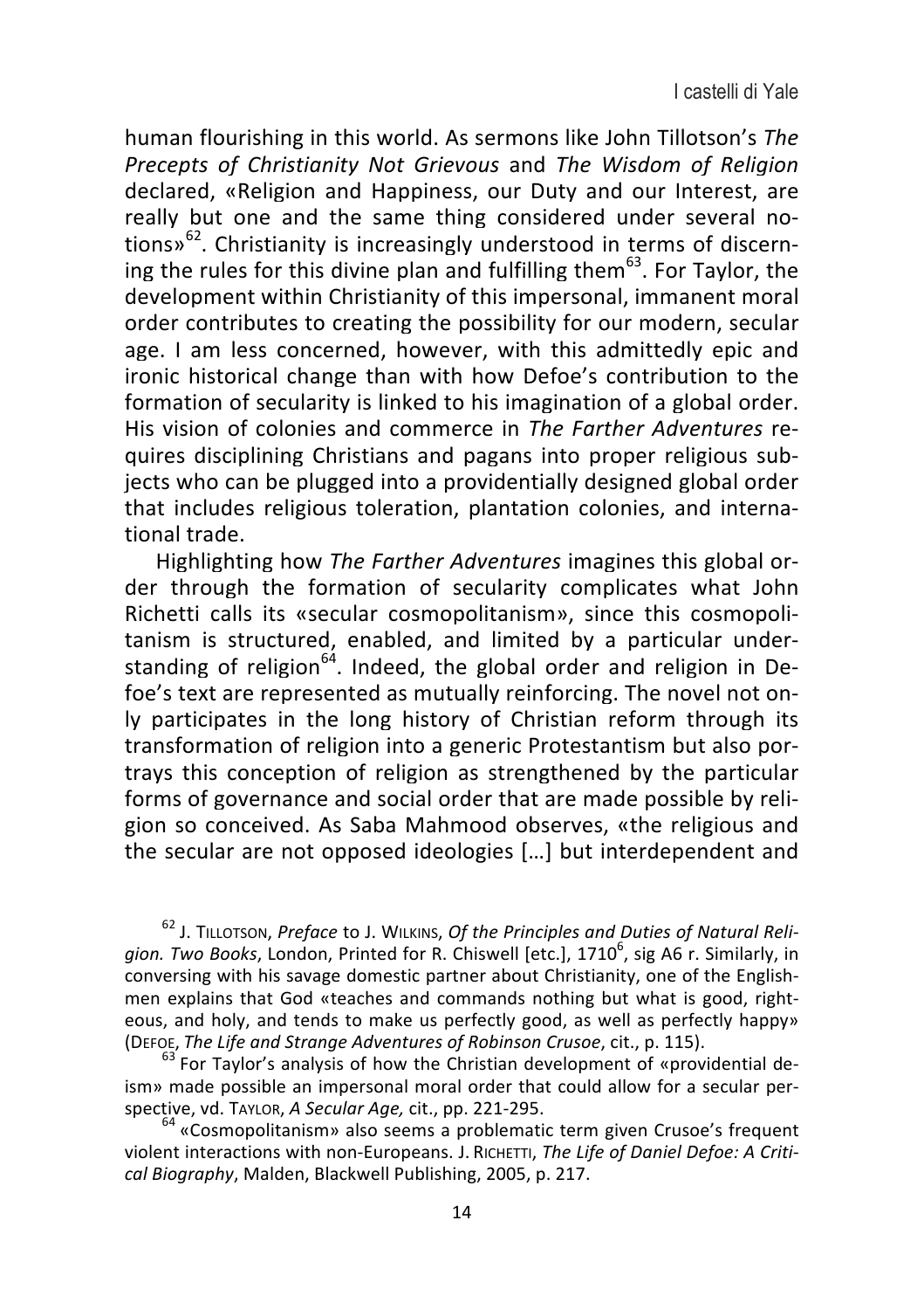human flourishing in this world. As sermons like John Tillotson's *The Precepts of Christianity Not Grievous* and *The Wisdom of Religion* declared, «Religion and Happiness, our Duty and our Interest, are really but one and the same thing considered under several notions»[62]. Christianity is increasingly understood in terms of discerning the rules for this divine plan and fulfilling them[63]. For Taylor, the development within Christianity of this impersonal, immanent moral order contributes to creating the possibility for our modern, secular age. I am less concerned, however, with this admittedly epic and ironic historical change than with how Defoe's contribution to the formation of secularity is linked to his imagination of a global order. His vision of colonies and commerce in *The Farther Adventures* requires disciplining Christians and pagans into proper religious subjects who can be plugged into a providentially designed global order that includes religious toleration, plantation colonies, and international trade.

Highlighting how *The Farther Adventures* imagines this global order through the formation of secularity complicates what John Richetti calls its «secular cosmopolitanism», since this cosmopolitanism is structured, enabled, and limited by a particular understanding of religion[64]. Indeed, the global order and religion in Defoe's text are represented as mutually reinforcing. The novel not only participates in the long history of Christian reform through its transformation of religion into a generic Protestantism but also portrays this conception of religion as strengthened by the particular forms of governance and social order that are made possible by religion so conceived. As Saba Mahmood observes, «the religious and the secular are not opposed ideologies […] but interdependent and

---

[62] J. TILLOTSON, *Preface* to J. WILKINS, *Of the Principles and Duties of Natural Religion. Two Books*, London, Printed for R. Chiswell [etc.], 1710[6], sig A6 r. Similarly, in conversing with his savage domestic partner about Christianity, one of the Englishmen explains that God «teaches and commands nothing but what is good, righteous, and holy, and tends to make us perfectly good, as well as perfectly happy» (DEFOE, *The Life and Strange Adventures of Robinson Crusoe*, cit., p. 115).

[63] For Taylor's analysis of how the Christian development of «providential deism» made possible an impersonal moral order that could allow for a secular perspective, vd. TAYLOR, *A Secular Age,* cit., pp. 221-295.

[64] «Cosmopolitanism» also seems a problematic term given Crusoe's frequent violent interactions with non-Europeans. J. RICHETTI, *The Life of Daniel Defoe: A Critical Biography*, Malden, Blackwell Publishing, 2005, p. 217.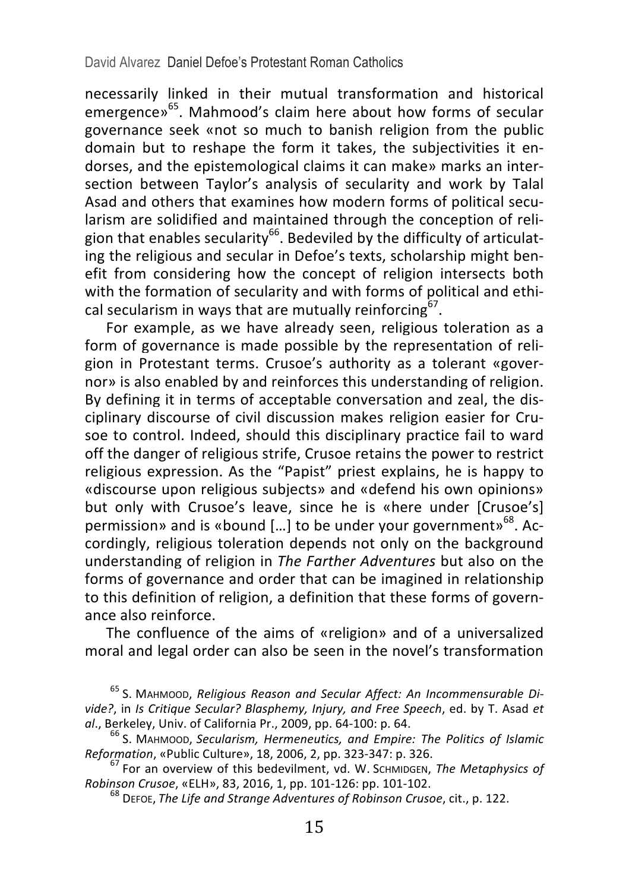necessarily linked in their mutual transformation and historical emergence»[65]. Mahmood's claim here about how forms of secular governance seek «not so much to banish religion from the public domain but to reshape the form it takes, the subjectivities it endorses, and the epistemological claims it can make» marks an intersection between Taylor's analysis of secularity and work by Talal Asad and others that examines how modern forms of political secularism are solidified and maintained through the conception of religion that enables secularity[66]. Bedeviled by the difficulty of articulating the religious and secular in Defoe's texts, scholarship might benefit from considering how the concept of religion intersects both with the formation of secularity and with forms of political and ethical secularism in ways that are mutually reinforcing[67].

For example, as we have already seen, religious toleration as a form of governance is made possible by the representation of religion in Protestant terms. Crusoe's authority as a tolerant «governor» is also enabled by and reinforces this understanding of religion. By defining it in terms of acceptable conversation and zeal, the disciplinary discourse of civil discussion makes religion easier for Crusoe to control. Indeed, should this disciplinary practice fail to ward off the danger of religious strife, Crusoe retains the power to restrict religious expression. As the "Papist" priest explains, he is happy to «discourse upon religious subjects» and «defend his own opinions» but only with Crusoe's leave, since he is «here under [Crusoe's] permission» and is «bound […] to be under your government»[68]. Accordingly, religious toleration depends not only on the background understanding of religion in *The Farther Adventures* but also on the forms of governance and order that can be imagined in relationship to this definition of religion, a definition that these forms of governance also reinforce.

The confluence of the aims of «religion» and of a universalized moral and legal order can also be seen in the novel's transformation

[65] S. Mahmood, *Religious Reason and Secular Affect: An Incommensurable Divide?*, in *Is Critique Secular? Blasphemy, Injury, and Free Speech*, ed. by T. Asad *et al*., Berkeley, Univ. of California Pr., 2009, pp. 64-100: p. 64.

[66] S. Mahmood, *Secularism, Hermeneutics, and Empire: The Politics of Islamic Reformation*, «Public Culture», 18, 2006, 2, pp. 323-347: p. 326.

[67] For an overview of this bedevilment, vd. W. Schmidgen, *The Metaphysics of Robinson Crusoe*, «ELH», 83, 2016, 1, pp. 101-126: pp. 101-102.

[68] Defoe, *The Life and Strange Adventures of Robinson Crusoe*, cit., p. 122.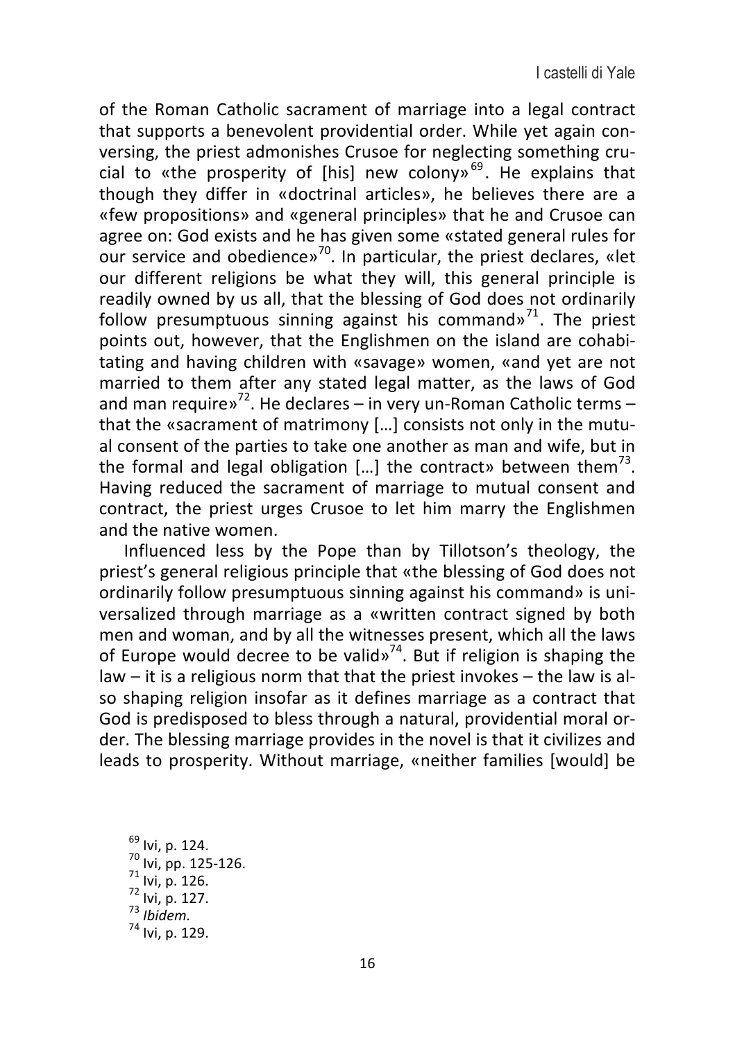of the Roman Catholic sacrament of marriage into a legal contract that supports a benevolent providential order. While yet again conversing, the priest admonishes Crusoe for neglecting something crucial to «the prosperity of [his] new colony»[69]. He explains that though they differ in «doctrinal articles», he believes there are a «few propositions» and «general principles» that he and Crusoe can agree on: God exists and he has given some «stated general rules for our service and obedience»[70]. In particular, the priest declares, «let our different religions be what they will, this general principle is readily owned by us all, that the blessing of God does not ordinarily follow presumptuous sinning against his command»[71]. The priest points out, however, that the Englishmen on the island are cohabitating and having children with «savage» women, «and yet are not married to them after any stated legal matter, as the laws of God and man require»[72]. He declares – in very un-Roman Catholic terms – that the «sacrament of matrimony […] consists not only in the mutual consent of the parties to take one another as man and wife, but in the formal and legal obligation […] the contract» between them[73]. Having reduced the sacrament of marriage to mutual consent and contract, the priest urges Crusoe to let him marry the Englishmen and the native women.

Influenced less by the Pope than by Tillotson's theology, the priest's general religious principle that «the blessing of God does not ordinarily follow presumptuous sinning against his command» is universalized through marriage as a «written contract signed by both men and woman, and by all the witnesses present, which all the laws of Europe would decree to be valid»[74]. But if religion is shaping the law – it is a religious norm that that the priest invokes – the law is also shaping religion insofar as it defines marriage as a contract that God is predisposed to bless through a natural, providential moral order. The blessing marriage provides in the novel is that it civilizes and leads to prosperity. Without marriage, «neither families [would] be

[69] Ivi, p. 124.
[70] Ivi, pp. 125-126.
[71] Ivi, p. 126.
[72] Ivi, p. 127.
[73] *Ibidem.*
[74] Ivi, p. 129.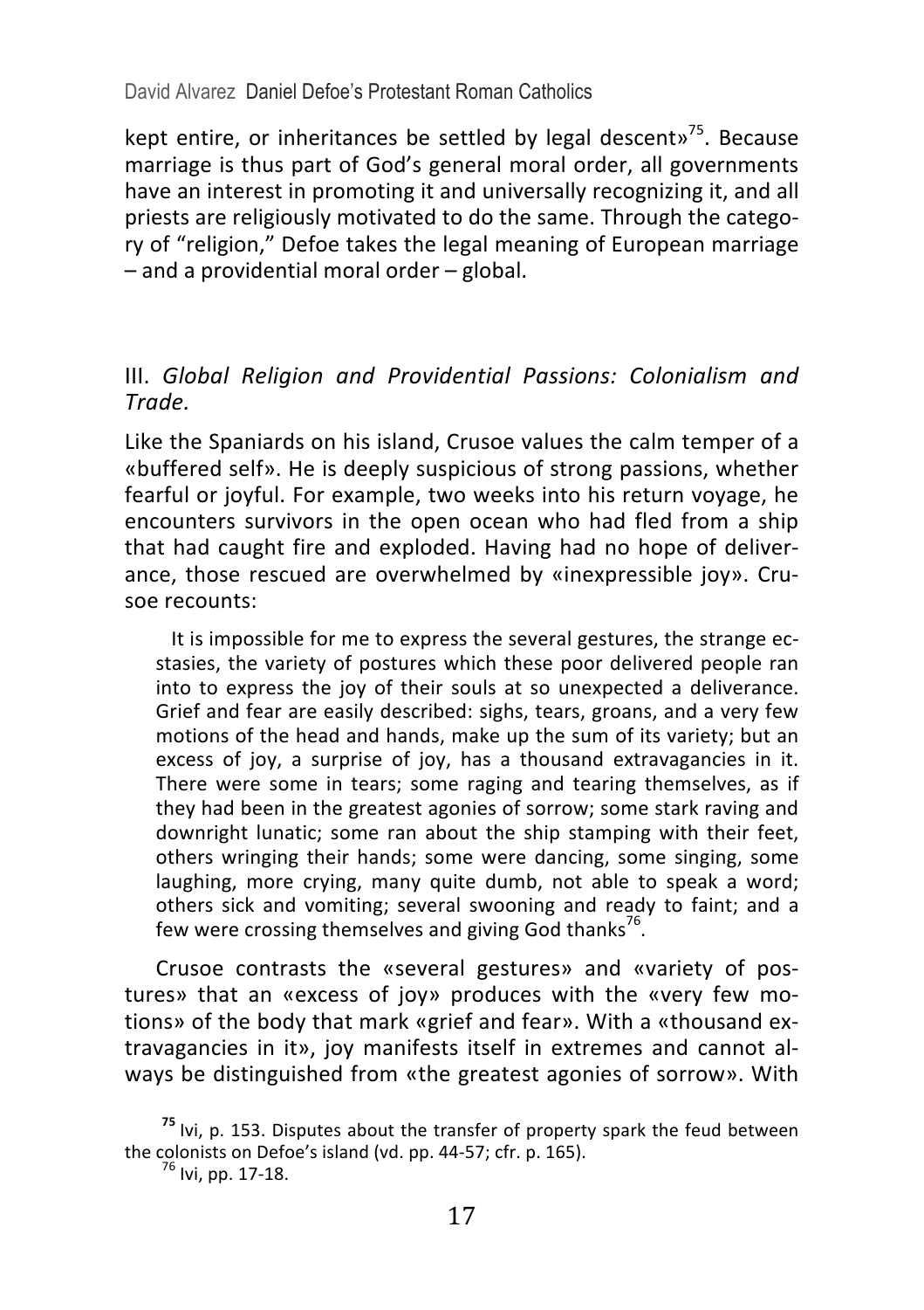kept entire, or inheritances be settled by legal descent»[75]. Because marriage is thus part of God's general moral order, all governments have an interest in promoting it and universally recognizing it, and all priests are religiously motivated to do the same. Through the category of "religion," Defoe takes the legal meaning of European marriage – and a providential moral order – global.

## III. *Global Religion and Providential Passions: Colonialism and Trade.*

Like the Spaniards on his island, Crusoe values the calm temper of a «buffered self». He is deeply suspicious of strong passions, whether fearful or joyful. For example, two weeks into his return voyage, he encounters survivors in the open ocean who had fled from a ship that had caught fire and exploded. Having had no hope of deliverance, those rescued are overwhelmed by «inexpressible joy». Crusoe recounts:

> It is impossible for me to express the several gestures, the strange ecstasies, the variety of postures which these poor delivered people ran into to express the joy of their souls at so unexpected a deliverance. Grief and fear are easily described: sighs, tears, groans, and a very few motions of the head and hands, make up the sum of its variety; but an excess of joy, a surprise of joy, has a thousand extravagancies in it. There were some in tears; some raging and tearing themselves, as if they had been in the greatest agonies of sorrow; some stark raving and downright lunatic; some ran about the ship stamping with their feet, others wringing their hands; some were dancing, some singing, some laughing, more crying, many quite dumb, not able to speak a word; others sick and vomiting; several swooning and ready to faint; and a few were crossing themselves and giving God thanks[76].

Crusoe contrasts the «several gestures» and «variety of postures» that an «excess of joy» produces with the «very few motions» of the body that mark «grief and fear». With a «thousand extravagancies in it», joy manifests itself in extremes and cannot always be distinguished from «the greatest agonies of sorrow». With

[75] Ivi, p. 153. Disputes about the transfer of property spark the feud between the colonists on Defoe's island (vd. pp. 44-57; cfr. p. 165).

[76] Ivi, pp. 17-18.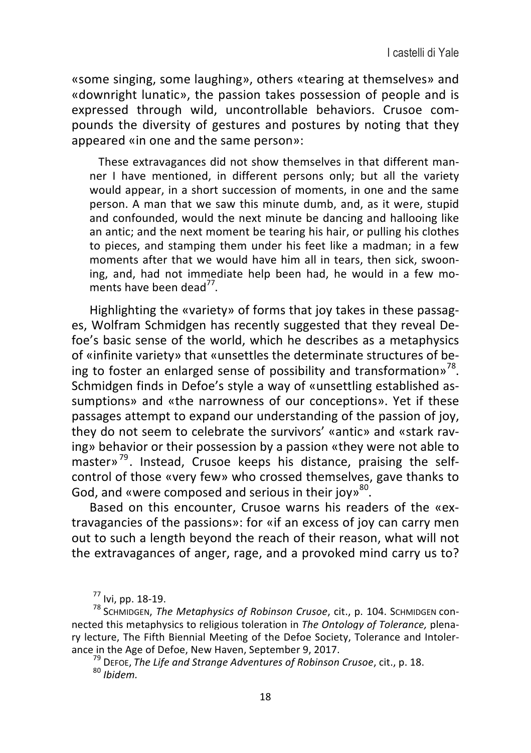«some singing, some laughing», others «tearing at themselves» and «downright lunatic», the passion takes possession of people and is expressed through wild, uncontrollable behaviors. Crusoe compounds the diversity of gestures and postures by noting that they appeared «in one and the same person»:

> These extravagances did not show themselves in that different manner I have mentioned, in different persons only; but all the variety would appear, in a short succession of moments, in one and the same person. A man that we saw this minute dumb, and, as it were, stupid and confounded, would the next minute be dancing and hallooing like an antic; and the next moment be tearing his hair, or pulling his clothes to pieces, and stamping them under his feet like a madman; in a few moments after that we would have him all in tears, then sick, swooning, and, had not immediate help been had, he would in a few moments have been dead[77].

Highlighting the «variety» of forms that joy takes in these passages, Wolfram Schmidgen has recently suggested that they reveal Defoe's basic sense of the world, which he describes as a metaphysics of «infinite variety» that «unsettles the determinate structures of being to foster an enlarged sense of possibility and transformation»[78]. Schmidgen finds in Defoe's style a way of «unsettling established assumptions» and «the narrowness of our conceptions». Yet if these passages attempt to expand our understanding of the passion of joy, they do not seem to celebrate the survivors' «antic» and «stark raving» behavior or their possession by a passion «they were not able to master»[79]. Instead, Crusoe keeps his distance, praising the self-control of those «very few» who crossed themselves, gave thanks to God, and «were composed and serious in their joy»[80].

Based on this encounter, Crusoe warns his readers of the «extravagancies of the passions»: for «if an excess of joy can carry men out to such a length beyond the reach of their reason, what will not the extravagances of anger, rage, and a provoked mind carry us to?

---

[77] Ivi, pp. 18-19.

[78] SCHMIDGEN, *The Metaphysics of Robinson Crusoe*, cit., p. 104. SCHMIDGEN connected this metaphysics to religious toleration in *The Ontology of Tolerance,* plenary lecture, The Fifth Biennial Meeting of the Defoe Society, Tolerance and Intolerance in the Age of Defoe, New Haven, September 9, 2017.

[79] DEFOE, *The Life and Strange Adventures of Robinson Crusoe*, cit., p. 18.

[80] *Ibidem.*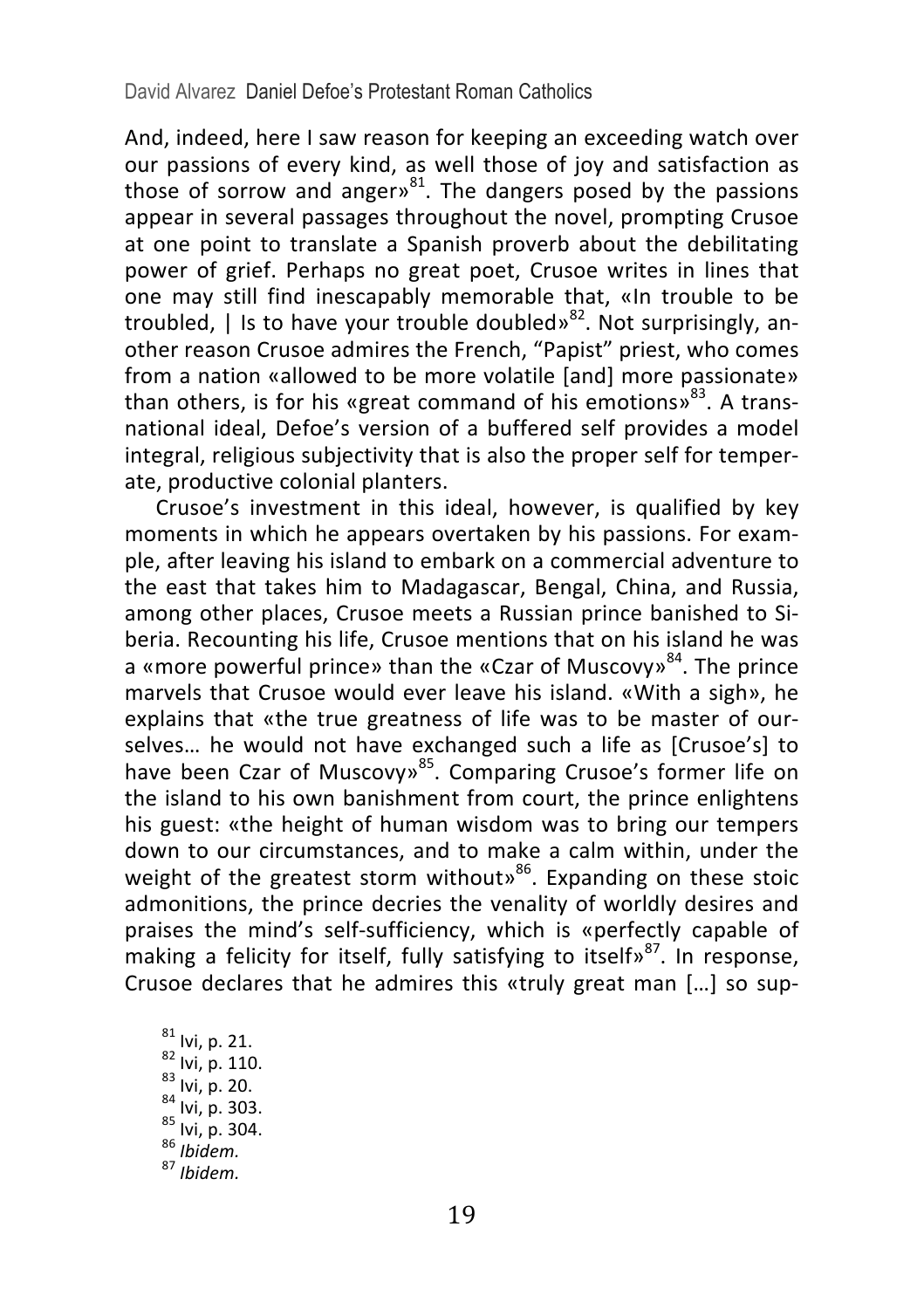And, indeed, here I saw reason for keeping an exceeding watch over our passions of every kind, as well those of joy and satisfaction as those of sorrow and anger»[81]. The dangers posed by the passions appear in several passages throughout the novel, prompting Crusoe at one point to translate a Spanish proverb about the debilitating power of grief. Perhaps no great poet, Crusoe writes in lines that one may still find inescapably memorable that, «In trouble to be troubled, | Is to have your trouble doubled»[82]. Not surprisingly, another reason Crusoe admires the French, "Papist" priest, who comes from a nation «allowed to be more volatile [and] more passionate» than others, is for his «great command of his emotions»[83]. A transnational ideal, Defoe's version of a buffered self provides a model integral, religious subjectivity that is also the proper self for temperate, productive colonial planters.

Crusoe's investment in this ideal, however, is qualified by key moments in which he appears overtaken by his passions. For example, after leaving his island to embark on a commercial adventure to the east that takes him to Madagascar, Bengal, China, and Russia, among other places, Crusoe meets a Russian prince banished to Siberia. Recounting his life, Crusoe mentions that on his island he was a «more powerful prince» than the «Czar of Muscovy»[84]. The prince marvels that Crusoe would ever leave his island. «With a sigh», he explains that «the true greatness of life was to be master of ourselves… he would not have exchanged such a life as [Crusoe's] to have been Czar of Muscovy»[85]. Comparing Crusoe's former life on the island to his own banishment from court, the prince enlightens his guest: «the height of human wisdom was to bring our tempers down to our circumstances, and to make a calm within, under the weight of the greatest storm without»[86]. Expanding on these stoic admonitions, the prince decries the venality of worldly desires and praises the mind's self-sufficiency, which is «perfectly capable of making a felicity for itself, fully satisfying to itself»[87]. In response, Crusoe declares that he admires this «truly great man […] so sup-

[81] Ivi, p. 21.
[82] Ivi, p. 110.
[83] Ivi, p. 20.
[84] Ivi, p. 303.
[85] Ivi, p. 304.
[86] *Ibidem.*
[87] *Ibidem.*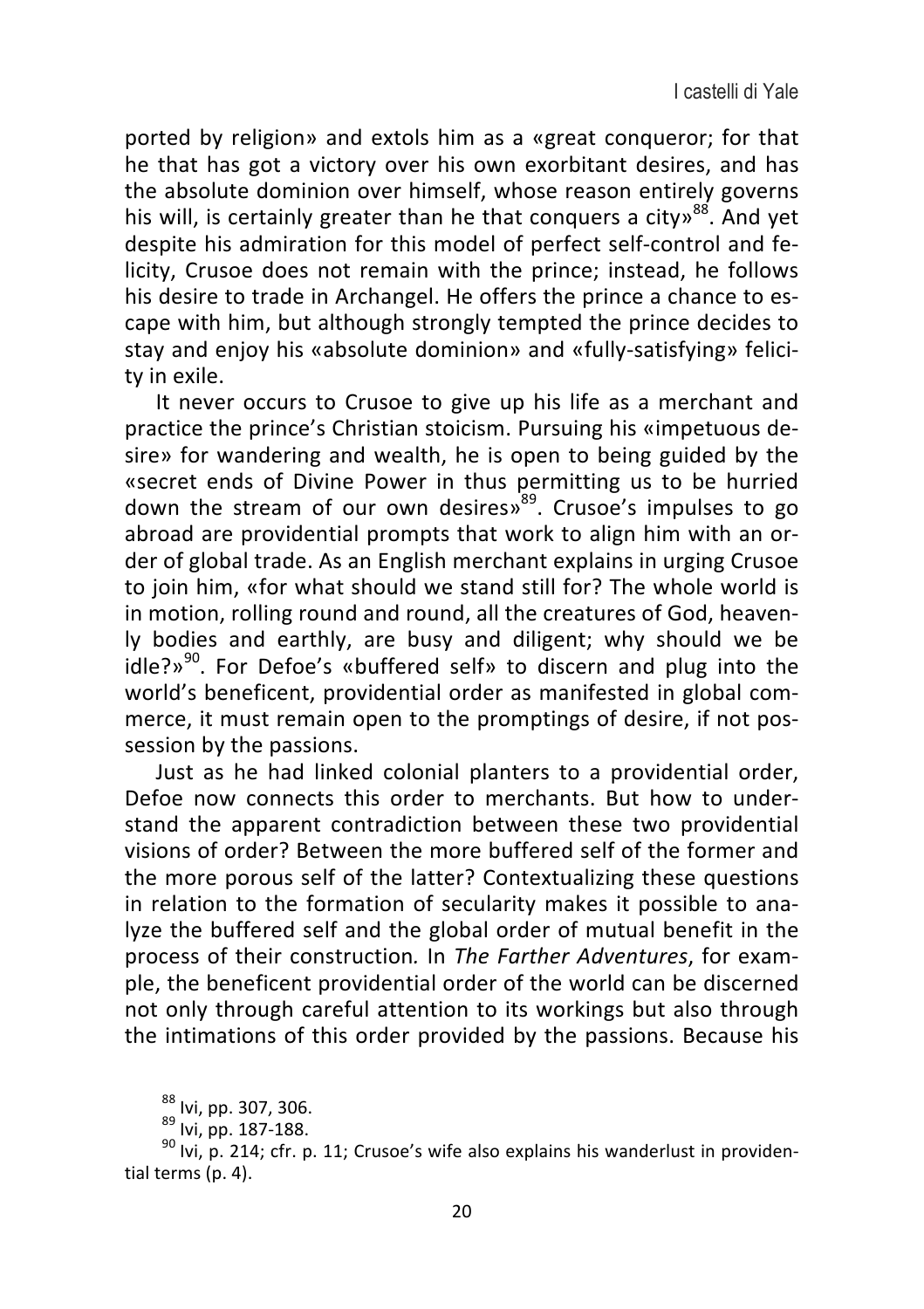ported by religion» and extols him as a «great conqueror; for that he that has got a victory over his own exorbitant desires, and has the absolute dominion over himself, whose reason entirely governs his will, is certainly greater than he that conquers a city»[88]. And yet despite his admiration for this model of perfect self-control and felicity, Crusoe does not remain with the prince; instead, he follows his desire to trade in Archangel. He offers the prince a chance to escape with him, but although strongly tempted the prince decides to stay and enjoy his «absolute dominion» and «fully-satisfying» felicity in exile.

It never occurs to Crusoe to give up his life as a merchant and practice the prince's Christian stoicism. Pursuing his «impetuous desire» for wandering and wealth, he is open to being guided by the «secret ends of Divine Power in thus permitting us to be hurried down the stream of our own desires»[89]. Crusoe's impulses to go abroad are providential prompts that work to align him with an order of global trade. As an English merchant explains in urging Crusoe to join him, «for what should we stand still for? The whole world is in motion, rolling round and round, all the creatures of God, heavenly bodies and earthly, are busy and diligent; why should we be idle?»[90]. For Defoe's «buffered self» to discern and plug into the world's beneficent, providential order as manifested in global commerce, it must remain open to the promptings of desire, if not possession by the passions.

Just as he had linked colonial planters to a providential order, Defoe now connects this order to merchants. But how to understand the apparent contradiction between these two providential visions of order? Between the more buffered self of the former and the more porous self of the latter? Contextualizing these questions in relation to the formation of secularity makes it possible to analyze the buffered self and the global order of mutual benefit in the process of their construction. In *The Farther Adventures*, for example, the beneficent providential order of the world can be discerned not only through careful attention to its workings but also through the intimations of this order provided by the passions. Because his

[88] Ivi, pp. 307, 306.

[89] Ivi, pp. 187-188.

[90] Ivi, p. 214; cfr. p. 11; Crusoe's wife also explains his wanderlust in providential terms (p. 4).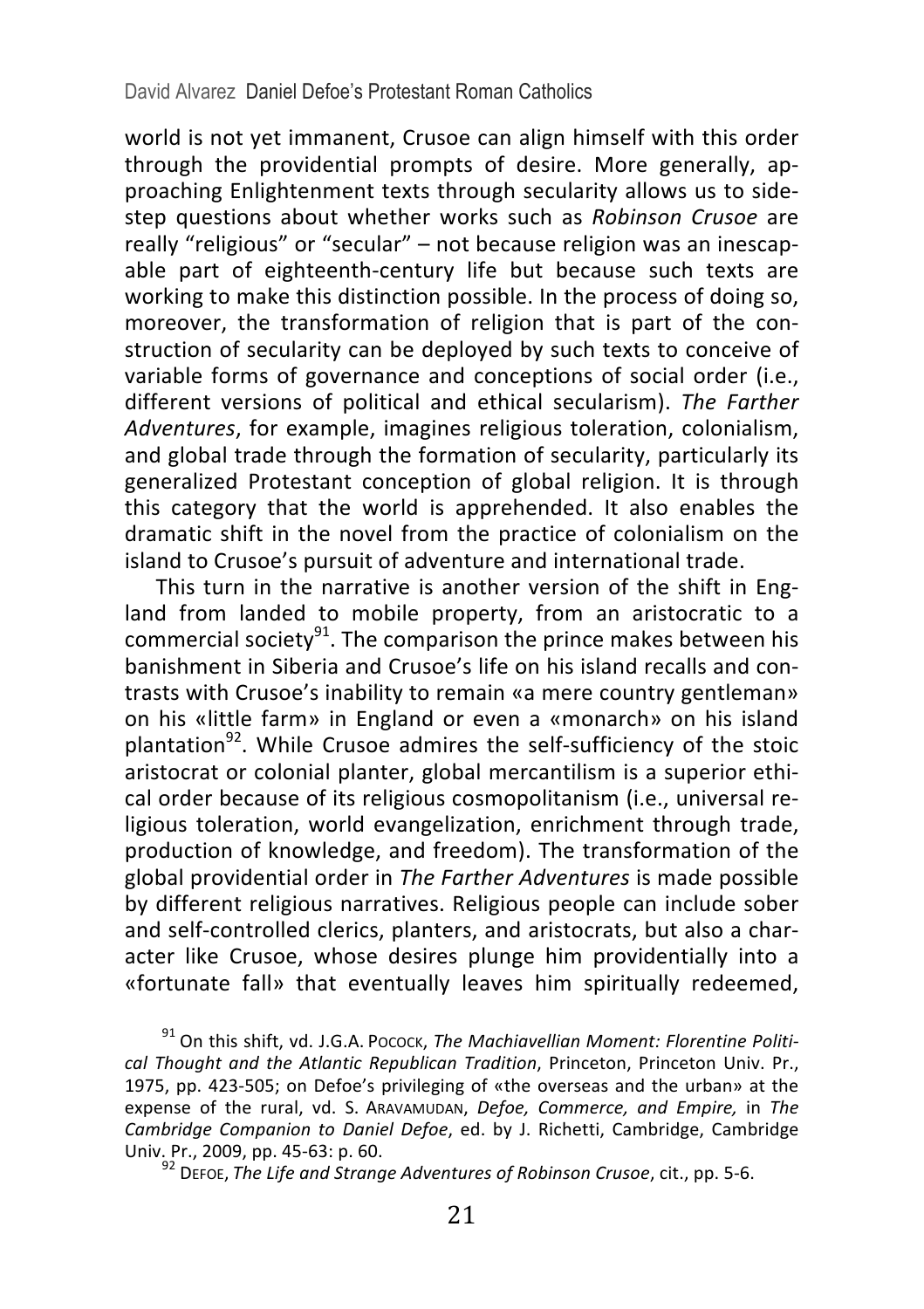world is not yet immanent, Crusoe can align himself with this order through the providential prompts of desire. More generally, approaching Enlightenment texts through secularity allows us to sidestep questions about whether works such as *Robinson Crusoe* are really "religious" or "secular" – not because religion was an inescapable part of eighteenth-century life but because such texts are working to make this distinction possible. In the process of doing so, moreover, the transformation of religion that is part of the construction of secularity can be deployed by such texts to conceive of variable forms of governance and conceptions of social order (i.e., different versions of political and ethical secularism). *The Farther Adventures*, for example, imagines religious toleration, colonialism, and global trade through the formation of secularity, particularly its generalized Protestant conception of global religion. It is through this category that the world is apprehended. It also enables the dramatic shift in the novel from the practice of colonialism on the island to Crusoe's pursuit of adventure and international trade.

This turn in the narrative is another version of the shift in England from landed to mobile property, from an aristocratic to a commercial society[91]. The comparison the prince makes between his banishment in Siberia and Crusoe's life on his island recalls and contrasts with Crusoe's inability to remain «a mere country gentleman» on his «little farm» in England or even a «monarch» on his island plantation[92]. While Crusoe admires the self-sufficiency of the stoic aristocrat or colonial planter, global mercantilism is a superior ethical order because of its religious cosmopolitanism (i.e., universal religious toleration, world evangelization, enrichment through trade, production of knowledge, and freedom). The transformation of the global providential order in *The Farther Adventures* is made possible by different religious narratives. Religious people can include sober and self-controlled clerics, planters, and aristocrats, but also a character like Crusoe, whose desires plunge him providentially into a «fortunate fall» that eventually leaves him spiritually redeemed,

[91] On this shift, vd. J.G.A. Pocock, *The Machiavellian Moment: Florentine Political Thought and the Atlantic Republican Tradition*, Princeton, Princeton Univ. Pr., 1975, pp. 423-505; on Defoe's privileging of «the overseas and the urban» at the expense of the rural, vd. S. Aravamudan, *Defoe, Commerce, and Empire,* in *The Cambridge Companion to Daniel Defoe*, ed. by J. Richetti, Cambridge, Cambridge Univ. Pr., 2009, pp. 45-63: p. 60.

[92] Defoe, *The Life and Strange Adventures of Robinson Crusoe*, cit., pp. 5-6.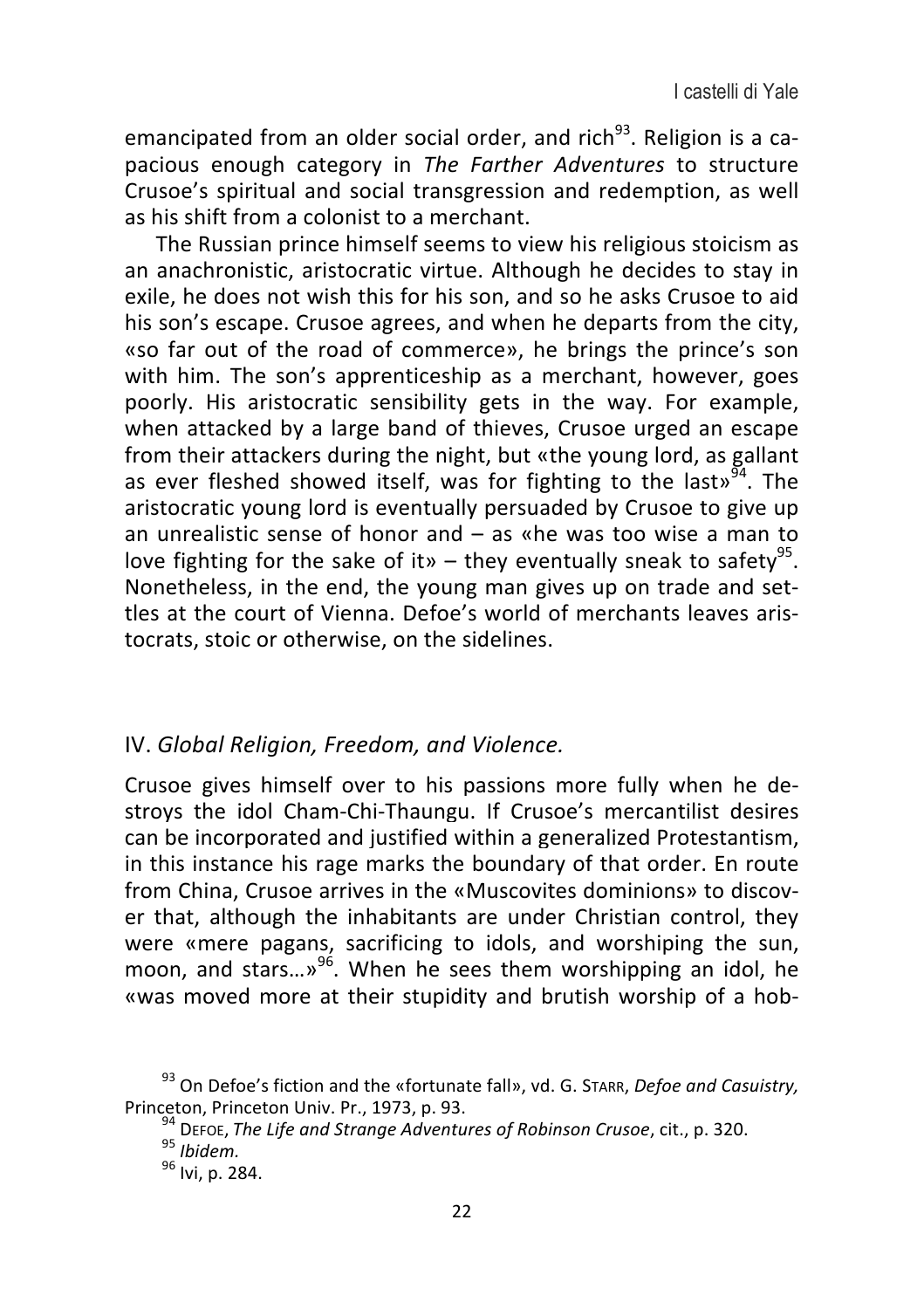emancipated from an older social order, and rich[93]. Religion is a capacious enough category in *The Farther Adventures* to structure Crusoe's spiritual and social transgression and redemption, as well as his shift from a colonist to a merchant.

The Russian prince himself seems to view his religious stoicism as an anachronistic, aristocratic virtue. Although he decides to stay in exile, he does not wish this for his son, and so he asks Crusoe to aid his son's escape. Crusoe agrees, and when he departs from the city, «so far out of the road of commerce», he brings the prince's son with him. The son's apprenticeship as a merchant, however, goes poorly. His aristocratic sensibility gets in the way. For example, when attacked by a large band of thieves, Crusoe urged an escape from their attackers during the night, but «the young lord, as gallant as ever fleshed showed itself, was for fighting to the last»[94]. The aristocratic young lord is eventually persuaded by Crusoe to give up an unrealistic sense of honor and – as «he was too wise a man to love fighting for the sake of it» – they eventually sneak to safety[95]. Nonetheless, in the end, the young man gives up on trade and settles at the court of Vienna. Defoe's world of merchants leaves aristocrats, stoic or otherwise, on the sidelines.

## IV. *Global Religion, Freedom, and Violence.*

Crusoe gives himself over to his passions more fully when he destroys the idol Cham-Chi-Thaungu. If Crusoe's mercantilist desires can be incorporated and justified within a generalized Protestantism, in this instance his rage marks the boundary of that order. En route from China, Crusoe arrives in the «Muscovites dominions» to discover that, although the inhabitants are under Christian control, they were «mere pagans, sacrificing to idols, and worshiping the sun, moon, and stars…»[96]. When he sees them worshipping an idol, he «was moved more at their stupidity and brutish worship of a hob-

[93] On Defoe's fiction and the «fortunate fall», vd. G. Starr, *Defoe and Casuistry,* Princeton, Princeton Univ. Pr., 1973, p. 93.

[94] Defoe, *The Life and Strange Adventures of Robinson Crusoe*, cit., p. 320.

[95] *Ibidem.*

[96] Ivi, p. 284.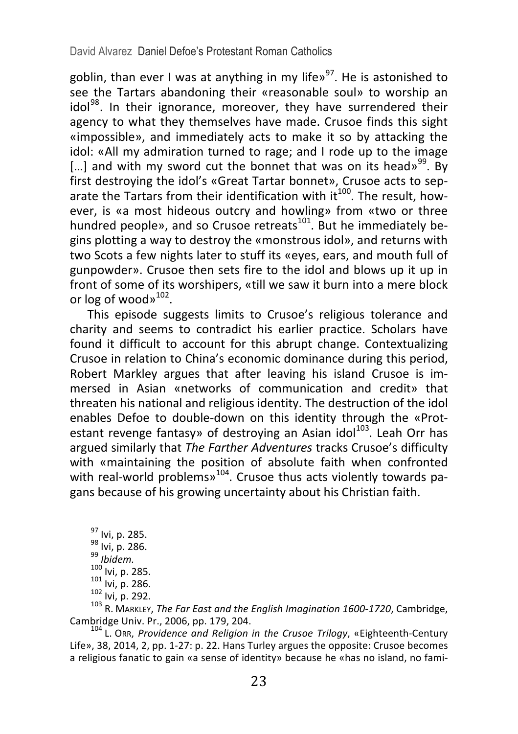goblin, than ever I was at anything in my life»[97]. He is astonished to see the Tartars abandoning their «reasonable soul» to worship an idol[98]. In their ignorance, moreover, they have surrendered their agency to what they themselves have made. Crusoe finds this sight «impossible», and immediately acts to make it so by attacking the idol: «All my admiration turned to rage; and I rode up to the image […] and with my sword cut the bonnet that was on its head»[99]. By first destroying the idol's «Great Tartar bonnet», Crusoe acts to separate the Tartars from their identification with it[100]. The result, however, is «a most hideous outcry and howling» from «two or three hundred people», and so Crusoe retreats[101]. But he immediately begins plotting a way to destroy the «monstrous idol», and returns with two Scots a few nights later to stuff its «eyes, ears, and mouth full of gunpowder». Crusoe then sets fire to the idol and blows up it up in front of some of its worshipers, «till we saw it burn into a mere block or log of wood»[102].

This episode suggests limits to Crusoe's religious tolerance and charity and seems to contradict his earlier practice. Scholars have found it difficult to account for this abrupt change. Contextualizing Crusoe in relation to China's economic dominance during this period, Robert Markley argues that after leaving his island Crusoe is immersed in Asian «networks of communication and credit» that threaten his national and religious identity. The destruction of the idol enables Defoe to double-down on this identity through the «Protestant revenge fantasy» of destroying an Asian idol[103]. Leah Orr has argued similarly that *The Farther Adventures* tracks Crusoe's difficulty with «maintaining the position of absolute faith when confronted with real-world problems»[104]. Crusoe thus acts violently towards pagans because of his growing uncertainty about his Christian faith.

[97] Ivi, p. 285.
[98] Ivi, p. 286.
[99] *Ibidem.*
[100] Ivi, p. 285.
[101] Ivi, p. 286.
[102] Ivi, p. 292.
[103] R. Markley, *The Far East and the English Imagination 1600-1720*, Cambridge, Cambridge Univ. Pr., 2006, pp. 179, 204.
[104] L. Orr, *Providence and Religion in the Crusoe Trilogy*, «Eighteenth-Century Life», 38, 2014, 2, pp. 1-27: p. 22. Hans Turley argues the opposite: Crusoe becomes a religious fanatic to gain «a sense of identity» because he «has no island, no fami-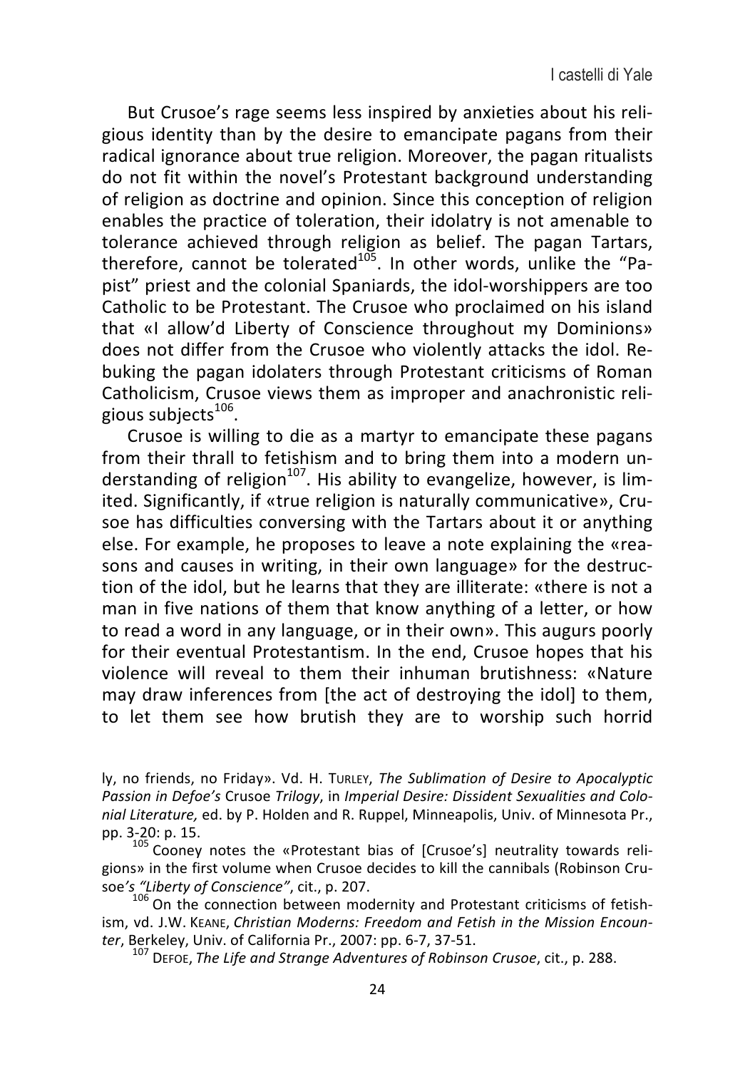But Crusoe's rage seems less inspired by anxieties about his religious identity than by the desire to emancipate pagans from their radical ignorance about true religion. Moreover, the pagan ritualists do not fit within the novel's Protestant background understanding of religion as doctrine and opinion. Since this conception of religion enables the practice of toleration, their idolatry is not amenable to tolerance achieved through religion as belief. The pagan Tartars, therefore, cannot be tolerated[105]. In other words, unlike the "Papist" priest and the colonial Spaniards, the idol-worshippers are too Catholic to be Protestant. The Crusoe who proclaimed on his island that «I allow'd Liberty of Conscience throughout my Dominions» does not differ from the Crusoe who violently attacks the idol. Rebuking the pagan idolaters through Protestant criticisms of Roman Catholicism, Crusoe views them as improper and anachronistic religious subjects[106].

Crusoe is willing to die as a martyr to emancipate these pagans from their thrall to fetishism and to bring them into a modern understanding of religion[107]. His ability to evangelize, however, is limited. Significantly, if «true religion is naturally communicative», Crusoe has difficulties conversing with the Tartars about it or anything else. For example, he proposes to leave a note explaining the «reasons and causes in writing, in their own language» for the destruction of the idol, but he learns that they are illiterate: «there is not a man in five nations of them that know anything of a letter, or how to read a word in any language, or in their own». This augurs poorly for their eventual Protestantism. In the end, Crusoe hopes that his violence will reveal to them their inhuman brutishness: «Nature may draw inferences from [the act of destroying the idol] to them, to let them see how brutish they are to worship such horrid

ly, no friends, no Friday». Vd. H. Turley, *The Sublimation of Desire to Apocalyptic Passion in Defoe's* Crusoe *Trilogy*, in *Imperial Desire: Dissident Sexualities and Colonial Literature,* ed. by P. Holden and R. Ruppel, Minneapolis, Univ. of Minnesota Pr., pp. 3-20: p. 15.

[105] Cooney notes the «Protestant bias of [Crusoe's] neutrality towards religions» in the first volume when Crusoe decides to kill the cannibals (Robinson Crusoe*'s "Liberty of Conscience"*, cit., p. 207.

[106] On the connection between modernity and Protestant criticisms of fetishism, vd. J.W. Keane, *Christian Moderns: Freedom and Fetish in the Mission Encounter*, Berkeley, Univ. of California Pr., 2007: pp. 6-7, 37-51.

[107] Defoe, *The Life and Strange Adventures of Robinson Crusoe*, cit., p. 288.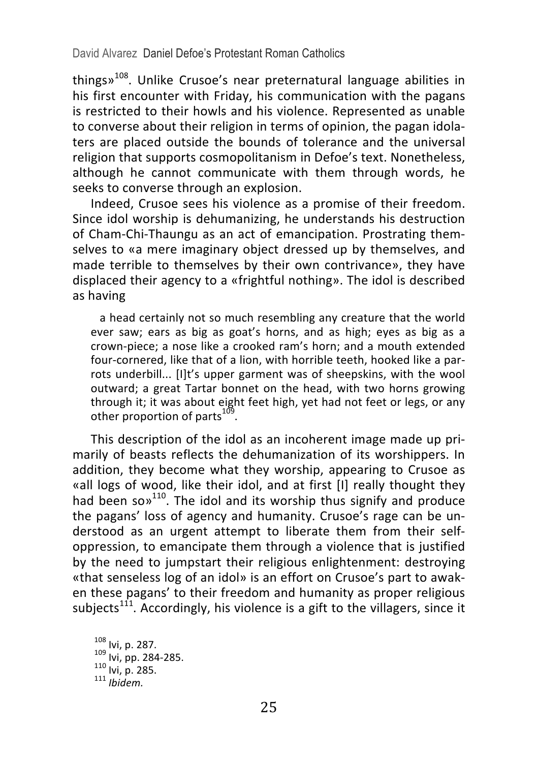things»[108]. Unlike Crusoe's near preternatural language abilities in his first encounter with Friday, his communication with the pagans is restricted to their howls and his violence. Represented as unable to converse about their religion in terms of opinion, the pagan idolaters are placed outside the bounds of tolerance and the universal religion that supports cosmopolitanism in Defoe's text. Nonetheless, although he cannot communicate with them through words, he seeks to converse through an explosion.

Indeed, Crusoe sees his violence as a promise of their freedom. Since idol worship is dehumanizing, he understands his destruction of Cham-Chi-Thaungu as an act of emancipation. Prostrating themselves to «a mere imaginary object dressed up by themselves, and made terrible to themselves by their own contrivance», they have displaced their agency to a «frightful nothing». The idol is described as having

> a head certainly not so much resembling any creature that the world ever saw; ears as big as goat's horns, and as high; eyes as big as a crown-piece; a nose like a crooked ram's horn; and a mouth extended four-cornered, like that of a lion, with horrible teeth, hooked like a parrots underbill... [I]t's upper garment was of sheepskins, with the wool outward; a great Tartar bonnet on the head, with two horns growing through it; it was about eight feet high, yet had not feet or legs, or any other proportion of parts[109].

This description of the idol as an incoherent image made up primarily of beasts reflects the dehumanization of its worshippers. In addition, they become what they worship, appearing to Crusoe as «all logs of wood, like their idol, and at first [I] really thought they had been so»[110]. The idol and its worship thus signify and produce the pagans' loss of agency and humanity. Crusoe's rage can be understood as an urgent attempt to liberate them from their self-oppression, to emancipate them through a violence that is justified by the need to jumpstart their religious enlightenment: destroying «that senseless log of an idol» is an effort on Crusoe's part to awaken these pagans' to their freedom and humanity as proper religious subjects[111]. Accordingly, his violence is a gift to the villagers, since it

[108] Ivi, p. 287.
[109] Ivi, pp. 284-285.
[110] Ivi, p. 285.
[111] *Ibidem.*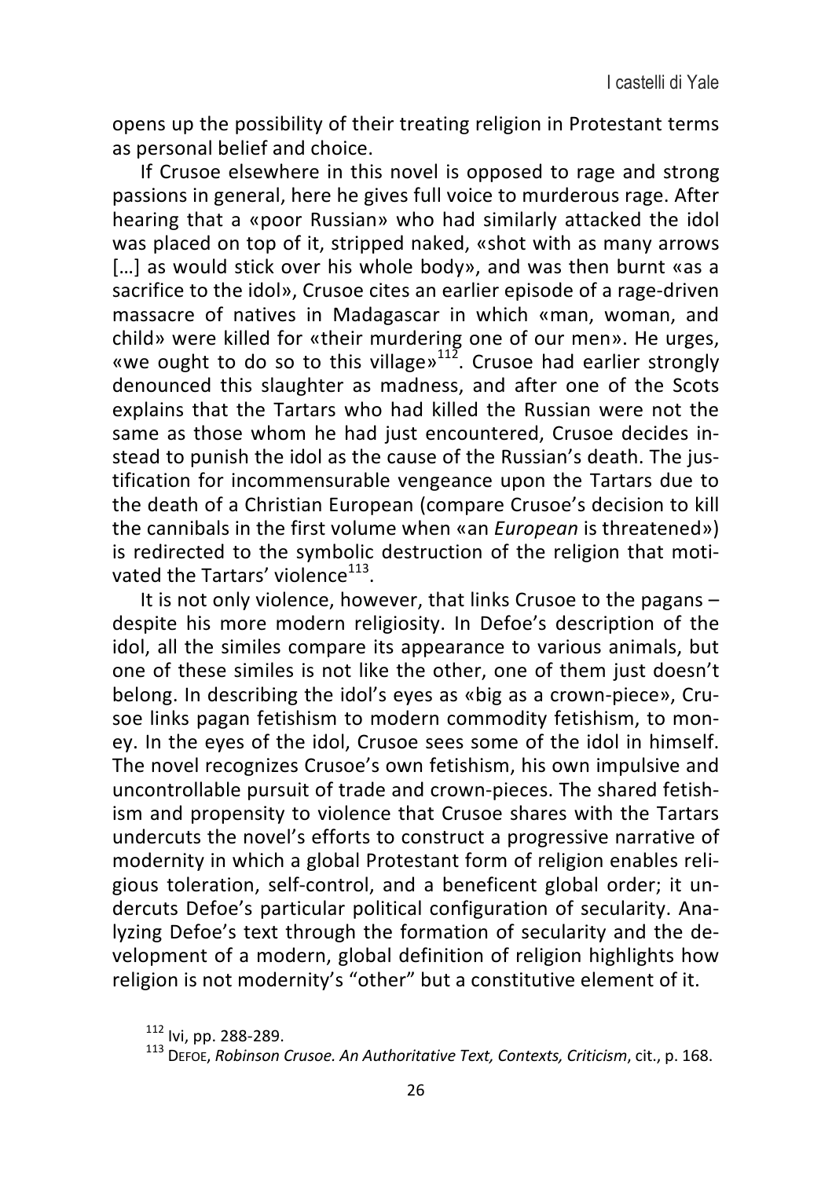opens up the possibility of their treating religion in Protestant terms as personal belief and choice.

If Crusoe elsewhere in this novel is opposed to rage and strong passions in general, here he gives full voice to murderous rage. After hearing that a «poor Russian» who had similarly attacked the idol was placed on top of it, stripped naked, «shot with as many arrows […] as would stick over his whole body», and was then burnt «as a sacrifice to the idol», Crusoe cites an earlier episode of a rage-driven massacre of natives in Madagascar in which «man, woman, and child» were killed for «their murdering one of our men». He urges, «we ought to do so to this village»[112]. Crusoe had earlier strongly denounced this slaughter as madness, and after one of the Scots explains that the Tartars who had killed the Russian were not the same as those whom he had just encountered, Crusoe decides instead to punish the idol as the cause of the Russian's death. The justification for incommensurable vengeance upon the Tartars due to the death of a Christian European (compare Crusoe's decision to kill the cannibals in the first volume when «an *European* is threatened») is redirected to the symbolic destruction of the religion that motivated the Tartars' violence[113].

It is not only violence, however, that links Crusoe to the pagans – despite his more modern religiosity. In Defoe's description of the idol, all the similes compare its appearance to various animals, but one of these similes is not like the other, one of them just doesn't belong. In describing the idol's eyes as «big as a crown-piece», Crusoe links pagan fetishism to modern commodity fetishism, to money. In the eyes of the idol, Crusoe sees some of the idol in himself. The novel recognizes Crusoe's own fetishism, his own impulsive and uncontrollable pursuit of trade and crown-pieces. The shared fetishism and propensity to violence that Crusoe shares with the Tartars undercuts the novel's efforts to construct a progressive narrative of modernity in which a global Protestant form of religion enables religious toleration, self-control, and a beneficent global order; it undercuts Defoe's particular political configuration of secularity. Analyzing Defoe's text through the formation of secularity and the development of a modern, global definition of religion highlights how religion is not modernity's "other" but a constitutive element of it.

[112] Ivi, pp. 288-289.

[113] Defoe, *Robinson Crusoe. An Authoritative Text, Contexts, Criticism*, cit., p. 168.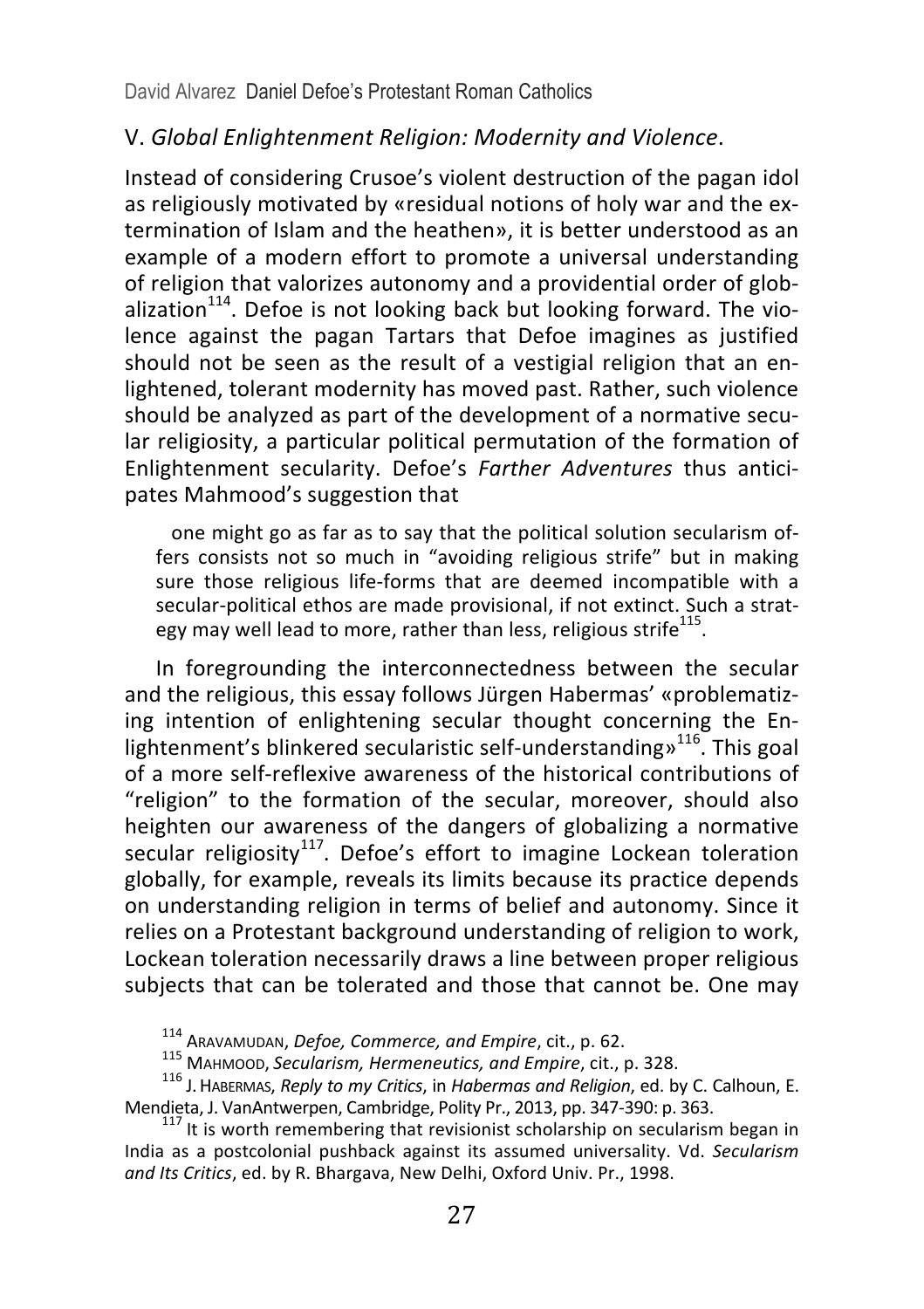## V. *Global Enlightenment Religion: Modernity and Violence*.

Instead of considering Crusoe's violent destruction of the pagan idol as religiously motivated by «residual notions of holy war and the extermination of Islam and the heathen», it is better understood as an example of a modern effort to promote a universal understanding of religion that valorizes autonomy and a providential order of globalization[114]. Defoe is not looking back but looking forward. The violence against the pagan Tartars that Defoe imagines as justified should not be seen as the result of a vestigial religion that an enlightened, tolerant modernity has moved past. Rather, such violence should be analyzed as part of the development of a normative secular religiosity, a particular political permutation of the formation of Enlightenment secularity. Defoe's *Farther Adventures* thus anticipates Mahmood's suggestion that

> one might go as far as to say that the political solution secularism offers consists not so much in "avoiding religious strife" but in making sure those religious life-forms that are deemed incompatible with a secular-political ethos are made provisional, if not extinct. Such a strategy may well lead to more, rather than less, religious strife[115].

In foregrounding the interconnectedness between the secular and the religious, this essay follows Jürgen Habermas' «problematizing intention of enlightening secular thought concerning the Enlightenment's blinkered secularistic self-understanding»[116]. This goal of a more self-reflexive awareness of the historical contributions of "religion" to the formation of the secular, moreover, should also heighten our awareness of the dangers of globalizing a normative secular religiosity[117]. Defoe's effort to imagine Lockean toleration globally, for example, reveals its limits because its practice depends on understanding religion in terms of belief and autonomy. Since it relies on a Protestant background understanding of religion to work, Lockean toleration necessarily draws a line between proper religious subjects that can be tolerated and those that cannot be. One may

---

[114] Aravamudan, *Defoe, Commerce, and Empire*, cit., p. 62.

[115] Mahmood, *Secularism, Hermeneutics, and Empire*, cit., p. 328.

[116] J. Habermas, *Reply to my Critics*, in *Habermas and Religion*, ed. by C. Calhoun, E. Mendieta, J. VanAntwerpen, Cambridge, Polity Pr., 2013, pp. 347-390: p. 363.

[117] It is worth remembering that revisionist scholarship on secularism began in India as a postcolonial pushback against its assumed universality. Vd. *Secularism and Its Critics*, ed. by R. Bhargava, New Delhi, Oxford Univ. Pr., 1998.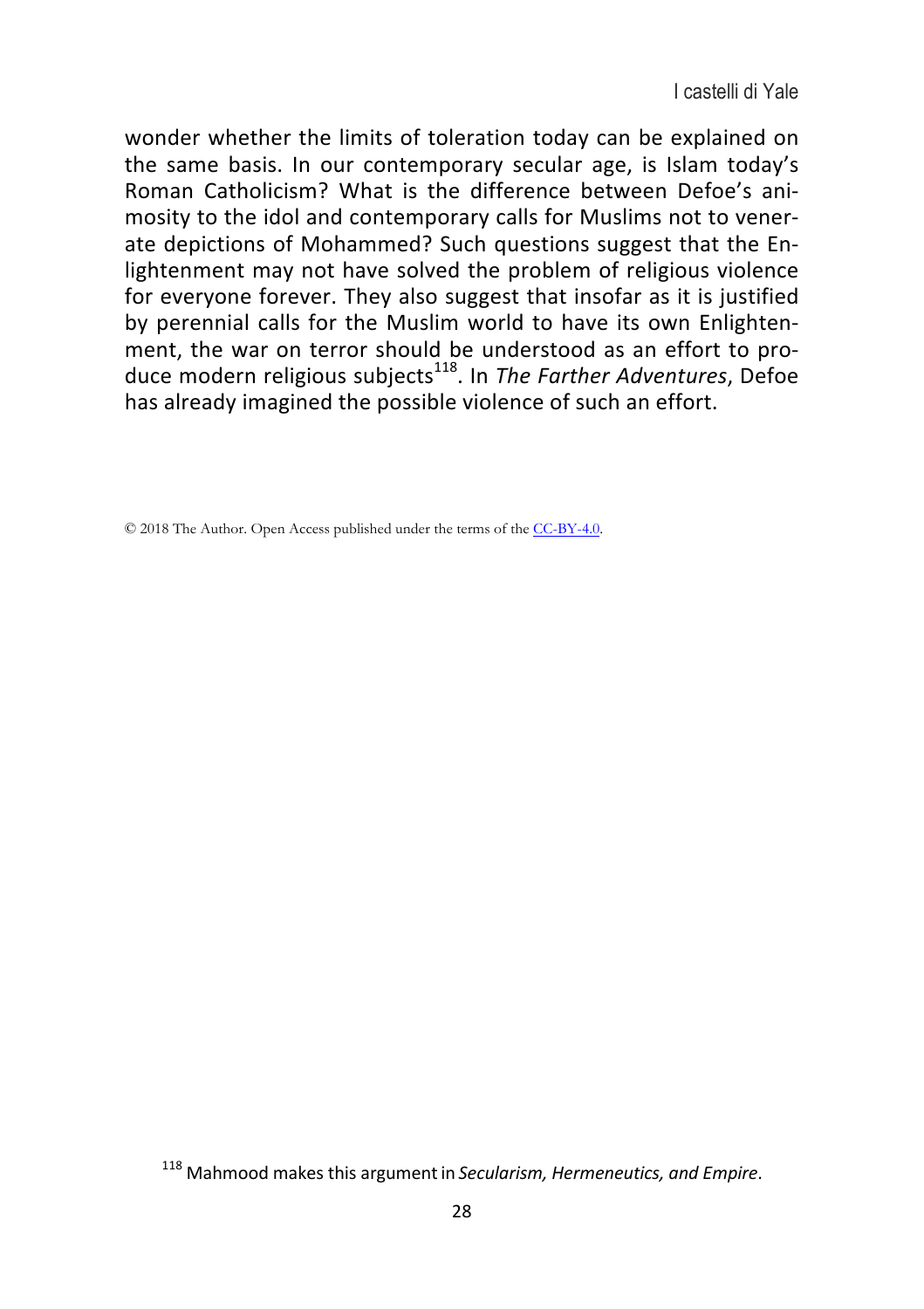wonder whether the limits of toleration today can be explained on the same basis. In our contemporary secular age, is Islam today's Roman Catholicism? What is the difference between Defoe's animosity to the idol and contemporary calls for Muslims not to venerate depictions of Mohammed? Such questions suggest that the Enlightenment may not have solved the problem of religious violence for everyone forever. They also suggest that insofar as it is justified by perennial calls for the Muslim world to have its own Enlightenment, the war on terror should be understood as an effort to produce modern religious subjects[118]. In *The Farther Adventures*, Defoe has already imagined the possible violence of such an effort.

© 2018 The Author. Open Access published under the terms of the CC-BY-4.0.

[118] Mahmood makes this argument in *Secularism, Hermeneutics, and Empire*.